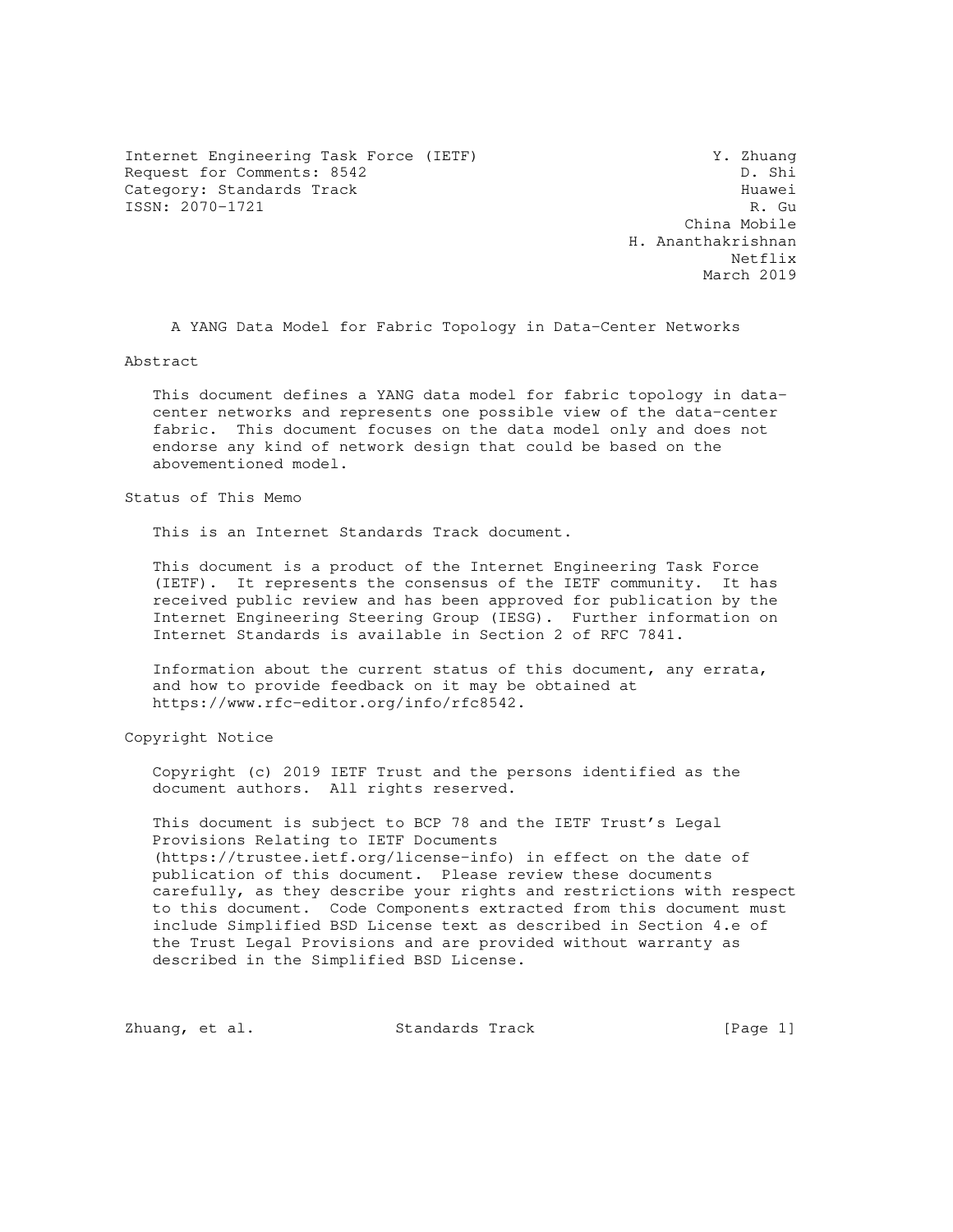Internet Engineering Task Force (IETF)                         Y. Zhuang
Request for Comments: 8542                                        D. Shi
Category: Standards Track                                         Huawei
ISSN: 2070-1721                                                    R. Gu
                                                            China Mobile
                                                      H. Ananthakrishnan
                                                                 Netflix
                                                              March 2019

# A YANG Data Model for Fabric Topology in Data-Center Networks

## Abstract

This document defines a YANG data model for fabric topology in data-center networks and represents one possible view of the data-center fabric. This document focuses on the data model only and does not endorse any kind of network design that could be based on the abovementioned model.

## Status of This Memo

This is an Internet Standards Track document.

This document is a product of the Internet Engineering Task Force (IETF). It represents the consensus of the IETF community. It has received public review and has been approved for publication by the Internet Engineering Steering Group (IESG). Further information on Internet Standards is available in Section 2 of RFC 7841.

Information about the current status of this document, any errata, and how to provide feedback on it may be obtained at https://www.rfc-editor.org/info/rfc8542.

## Copyright Notice

Copyright (c) 2019 IETF Trust and the persons identified as the document authors. All rights reserved.

This document is subject to BCP 78 and the IETF Trust's Legal Provisions Relating to IETF Documents (https://trustee.ietf.org/license-info) in effect on the date of publication of this document. Please review these documents carefully, as they describe your rights and restrictions with respect to this document. Code Components extracted from this document must include Simplified BSD License text as described in Section 4.e of the Trust Legal Provisions and are provided without warranty as described in the Simplified BSD License.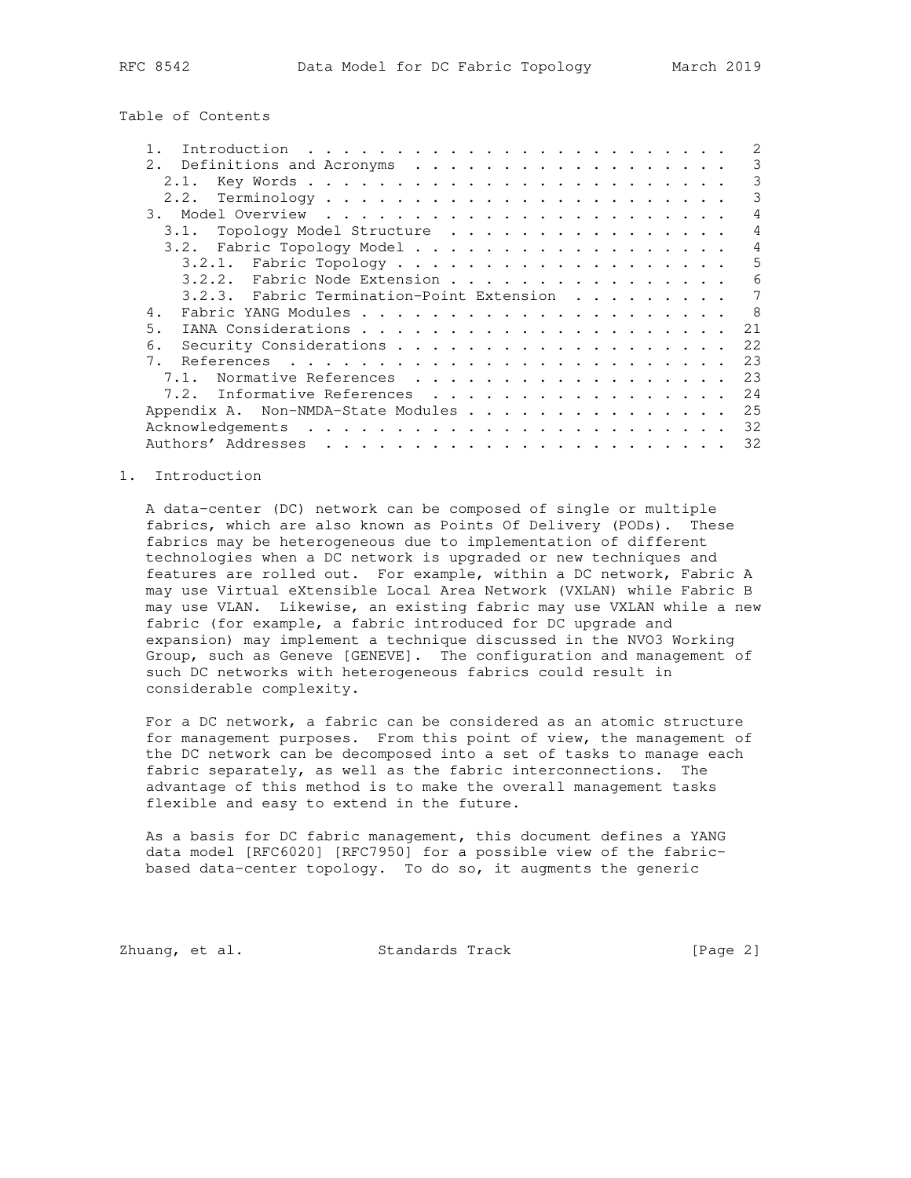Table of Contents

```
   1.  Introduction  . . . . . . . . . . . . . . . . . . . . . . . .   2
   2.  Definitions and Acronyms  . . . . . . . . . . . . . . . . . .   3
     2.1.  Key Words . . . . . . . . . . . . . . . . . . . . . . . .   3
     2.2.  Terminology . . . . . . . . . . . . . . . . . . . . . . .   3
   3.  Model Overview  . . . . . . . . . . . . . . . . . . . . . . .   4
     3.1.  Topology Model Structure  . . . . . . . . . . . . . . . .   4
     3.2.  Fabric Topology Model . . . . . . . . . . . . . . . . . .   4
       3.2.1.  Fabric Topology . . . . . . . . . . . . . . . . . . .   5
       3.2.2.  Fabric Node Extension . . . . . . . . . . . . . . . .   6
       3.2.3.  Fabric Termination-Point Extension  . . . . . . . . .   7
   4.  Fabric YANG Modules . . . . . . . . . . . . . . . . . . . . .   8
   5.  IANA Considerations . . . . . . . . . . . . . . . . . . . . .  21
   6.  Security Considerations . . . . . . . . . . . . . . . . . . .  22
   7.  References  . . . . . . . . . . . . . . . . . . . . . . . . .  23
     7.1.  Normative References  . . . . . . . . . . . . . . . . . .  23
     7.2.  Informative References  . . . . . . . . . . . . . . . . .  24
   Appendix A.  Non-NMDA-State Modules . . . . . . . . . . . . . . .  25
   Acknowledgements  . . . . . . . . . . . . . . . . . . . . . . . .  32
   Authors' Addresses  . . . . . . . . . . . . . . . . . . . . . . .  32
```

## 1. Introduction

A data-center (DC) network can be composed of single or multiple fabrics, which are also known as Points Of Delivery (PODs). These fabrics may be heterogeneous due to implementation of different technologies when a DC network is upgraded or new techniques and features are rolled out. For example, within a DC network, Fabric A may use Virtual eXtensible Local Area Network (VXLAN) while Fabric B may use VLAN. Likewise, an existing fabric may use VXLAN while a new fabric (for example, a fabric introduced for DC upgrade and expansion) may implement a technique discussed in the NVO3 Working Group, such as Geneve [GENEVE]. The configuration and management of such DC networks with heterogeneous fabrics could result in considerable complexity.

For a DC network, a fabric can be considered as an atomic structure for management purposes. From this point of view, the management of the DC network can be decomposed into a set of tasks to manage each fabric separately, as well as the fabric interconnections. The advantage of this method is to make the overall management tasks flexible and easy to extend in the future.

As a basis for DC fabric management, this document defines a YANG data model [RFC6020] [RFC7950] for a possible view of the fabric-based data-center topology. To do so, it augments the generic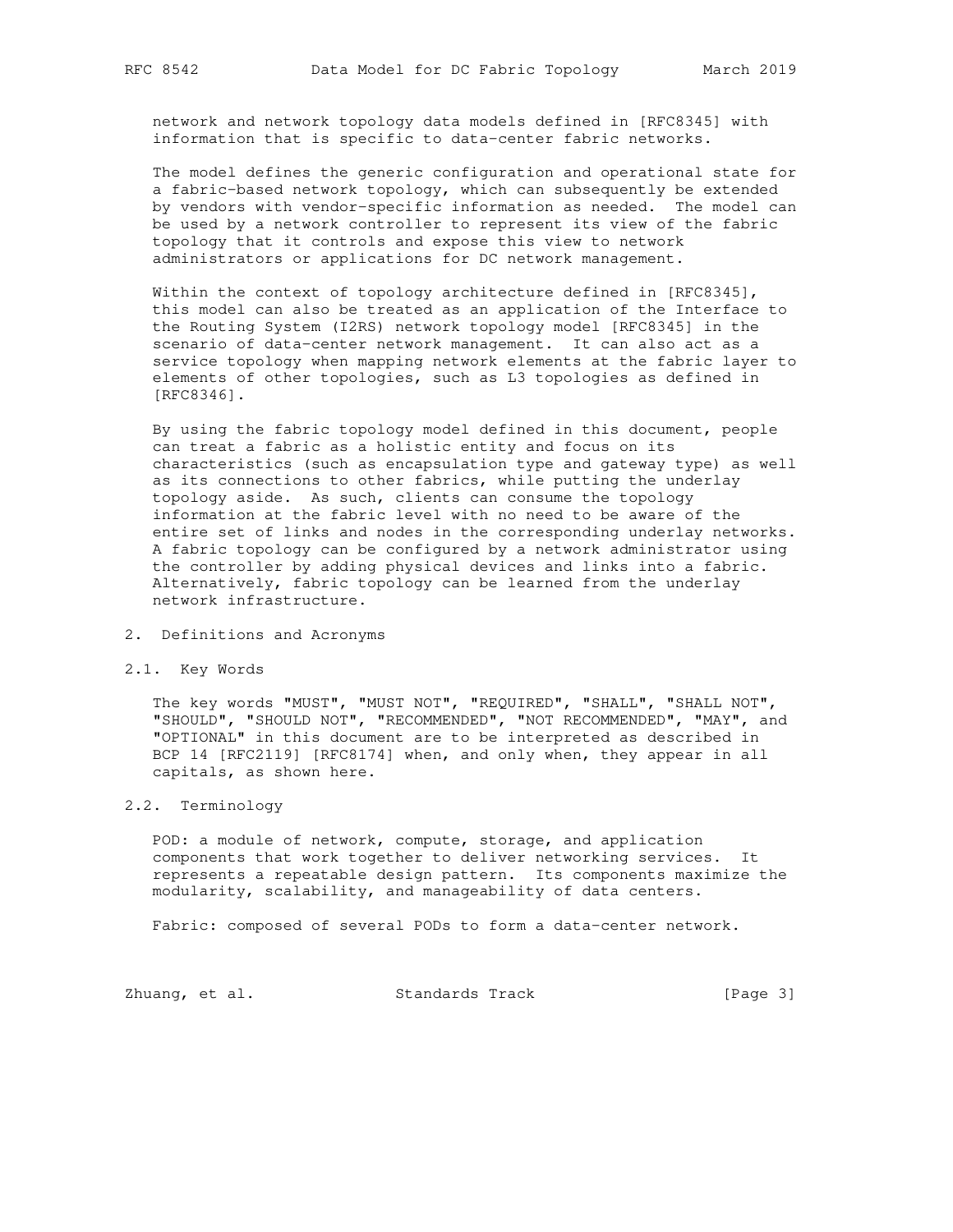network and network topology data models defined in [RFC8345] with information that is specific to data-center fabric networks.

The model defines the generic configuration and operational state for a fabric-based network topology, which can subsequently be extended by vendors with vendor-specific information as needed. The model can be used by a network controller to represent its view of the fabric topology that it controls and expose this view to network administrators or applications for DC network management.

Within the context of topology architecture defined in [RFC8345], this model can also be treated as an application of the Interface to the Routing System (I2RS) network topology model [RFC8345] in the scenario of data-center network management. It can also act as a service topology when mapping network elements at the fabric layer to elements of other topologies, such as L3 topologies as defined in [RFC8346].

By using the fabric topology model defined in this document, people can treat a fabric as a holistic entity and focus on its characteristics (such as encapsulation type and gateway type) as well as its connections to other fabrics, while putting the underlay topology aside. As such, clients can consume the topology information at the fabric level with no need to be aware of the entire set of links and nodes in the corresponding underlay networks. A fabric topology can be configured by a network administrator using the controller by adding physical devices and links into a fabric. Alternatively, fabric topology can be learned from the underlay network infrastructure.

## 2. Definitions and Acronyms

### 2.1. Key Words

The key words "MUST", "MUST NOT", "REQUIRED", "SHALL", "SHALL NOT", "SHOULD", "SHOULD NOT", "RECOMMENDED", "NOT RECOMMENDED", "MAY", and "OPTIONAL" in this document are to be interpreted as described in BCP 14 [RFC2119] [RFC8174] when, and only when, they appear in all capitals, as shown here.

### 2.2. Terminology

POD: a module of network, compute, storage, and application components that work together to deliver networking services. It represents a repeatable design pattern. Its components maximize the modularity, scalability, and manageability of data centers.

Fabric: composed of several PODs to form a data-center network.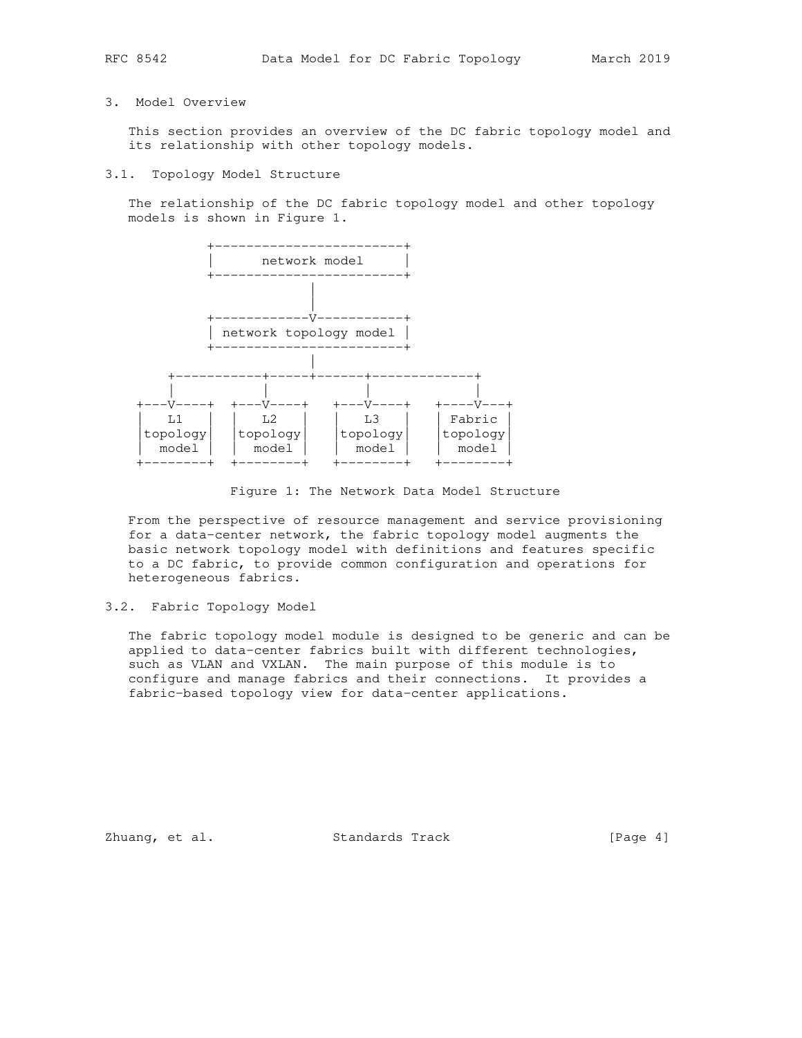## 3. Model Overview

This section provides an overview of the DC fabric topology model and its relationship with other topology models.

### 3.1. Topology Model Structure

The relationship of the DC fabric topology model and other topology models is shown in Figure 1.

```
          +------------------------+
          |      network model     |
          +------------------------+
                      |
                      |
          +-----------V------------+
          | network topology model |
          +------------------------+
                      |
     +-----------+-----+------+-------------+
     |           |            |             |
 +---V----+  +---V----+   +---V----+   +----V---+
 |   L1   |  |   L2   |   |   L3   |   | Fabric |
 |topology|  |topology|   |topology|   |topology|
 |  model |  |  model |   |  model |   |  model |
 +--------+  +--------+   +--------+   +--------+
```

Figure 1: The Network Data Model Structure

From the perspective of resource management and service provisioning for a data-center network, the fabric topology model augments the basic network topology model with definitions and features specific to a DC fabric, to provide common configuration and operations for heterogeneous fabrics.

### 3.2. Fabric Topology Model

The fabric topology model module is designed to be generic and can be applied to data-center fabrics built with different technologies, such as VLAN and VXLAN. The main purpose of this module is to configure and manage fabrics and their connections. It provides a fabric-based topology view for data-center applications.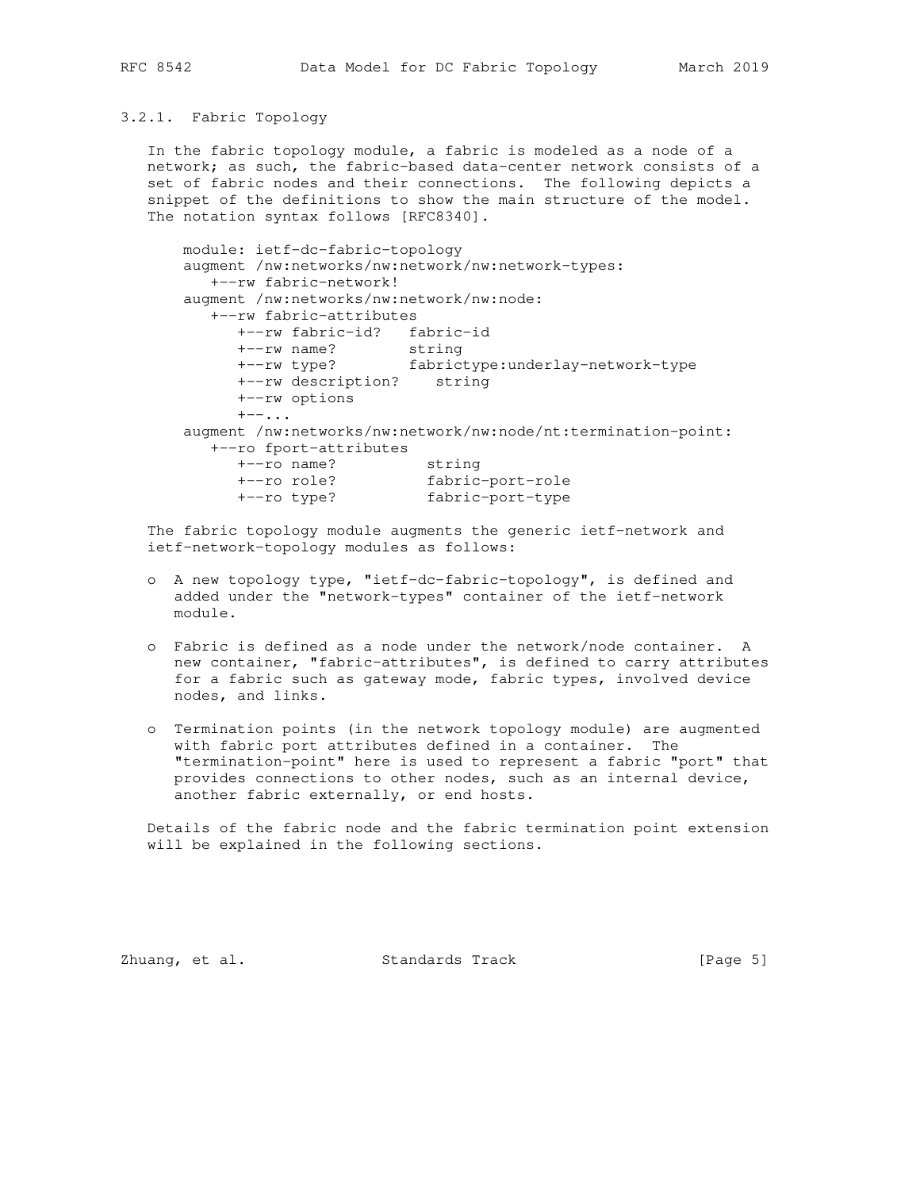### 3.2.1. Fabric Topology

In the fabric topology module, a fabric is modeled as a node of a network; as such, the fabric-based data-center network consists of a set of fabric nodes and their connections. The following depicts a snippet of the definitions to show the main structure of the model. The notation syntax follows [RFC8340].

```
module: ietf-dc-fabric-topology
augment /nw:networks/nw:network/nw:network-types:
   +--rw fabric-network!
augment /nw:networks/nw:network/nw:node:
   +--rw fabric-attributes
      +--rw fabric-id?   fabric-id
      +--rw name?        string
      +--rw type?        fabrictype:underlay-network-type
      +--rw description?    string
      +--rw options
      +--...
augment /nw:networks/nw:network/nw:node/nt:termination-point:
   +--ro fport-attributes
      +--ro name?          string
      +--ro role?          fabric-port-role
      +--ro type?          fabric-port-type
```

The fabric topology module augments the generic ietf-network and ietf-network-topology modules as follows:

- A new topology type, "ietf-dc-fabric-topology", is defined and added under the "network-types" container of the ietf-network module.
- Fabric is defined as a node under the network/node container. A new container, "fabric-attributes", is defined to carry attributes for a fabric such as gateway mode, fabric types, involved device nodes, and links.
- Termination points (in the network topology module) are augmented with fabric port attributes defined in a container. The "termination-point" here is used to represent a fabric "port" that provides connections to other nodes, such as an internal device, another fabric externally, or end hosts.

Details of the fabric node and the fabric termination point extension will be explained in the following sections.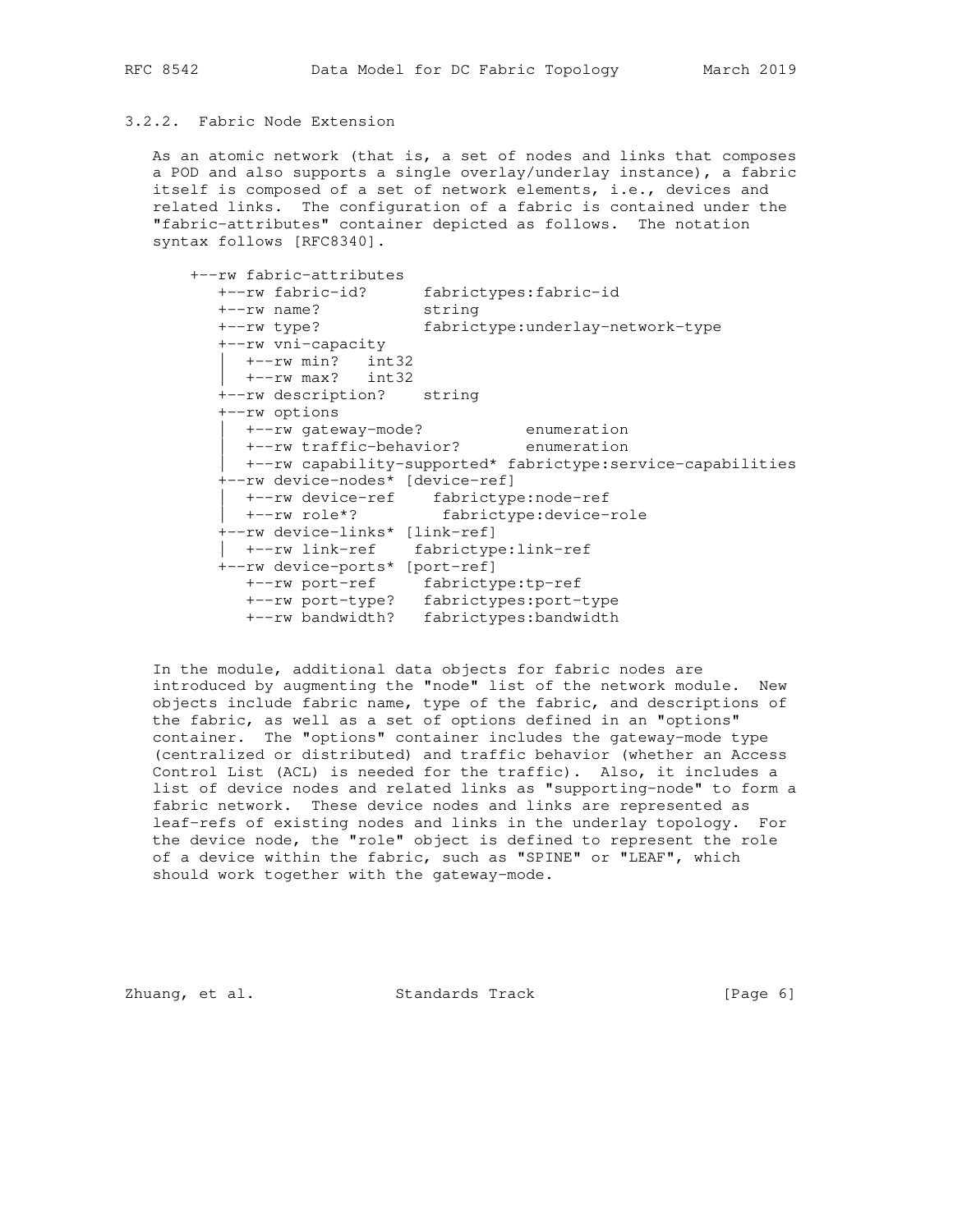### 3.2.2. Fabric Node Extension

As an atomic network (that is, a set of nodes and links that composes a POD and also supports a single overlay/underlay instance), a fabric itself is composed of a set of network elements, i.e., devices and related links. The configuration of a fabric is contained under the "fabric-attributes" container depicted as follows. The notation syntax follows [RFC8340].

```
+--rw fabric-attributes
   +--rw fabric-id?      fabrictypes:fabric-id
   +--rw name?           string
   +--rw type?           fabrictype:underlay-network-type
   +--rw vni-capacity
   |  +--rw min?   int32
   |  +--rw max?   int32
   +--rw description?    string
   +--rw options
   |  +--rw gateway-mode?           enumeration
   |  +--rw traffic-behavior?       enumeration
   |  +--rw capability-supported* fabrictype:service-capabilities
   +--rw device-nodes* [device-ref]
   |  +--rw device-ref    fabrictype:node-ref
   |  +--rw role*?         fabrictype:device-role
   +--rw device-links* [link-ref]
   |  +--rw link-ref    fabrictype:link-ref
   +--rw device-ports* [port-ref]
      +--rw port-ref     fabrictype:tp-ref
      +--rw port-type?   fabrictypes:port-type
      +--rw bandwidth?   fabrictypes:bandwidth
```

In the module, additional data objects for fabric nodes are introduced by augmenting the "node" list of the network module. New objects include fabric name, type of the fabric, and descriptions of the fabric, as well as a set of options defined in an "options" container. The "options" container includes the gateway-mode type (centralized or distributed) and traffic behavior (whether an Access Control List (ACL) is needed for the traffic). Also, it includes a list of device nodes and related links as "supporting-node" to form a fabric network. These device nodes and links are represented as leaf-refs of existing nodes and links in the underlay topology. For the device node, the "role" object is defined to represent the role of a device within the fabric, such as "SPINE" or "LEAF", which should work together with the gateway-mode.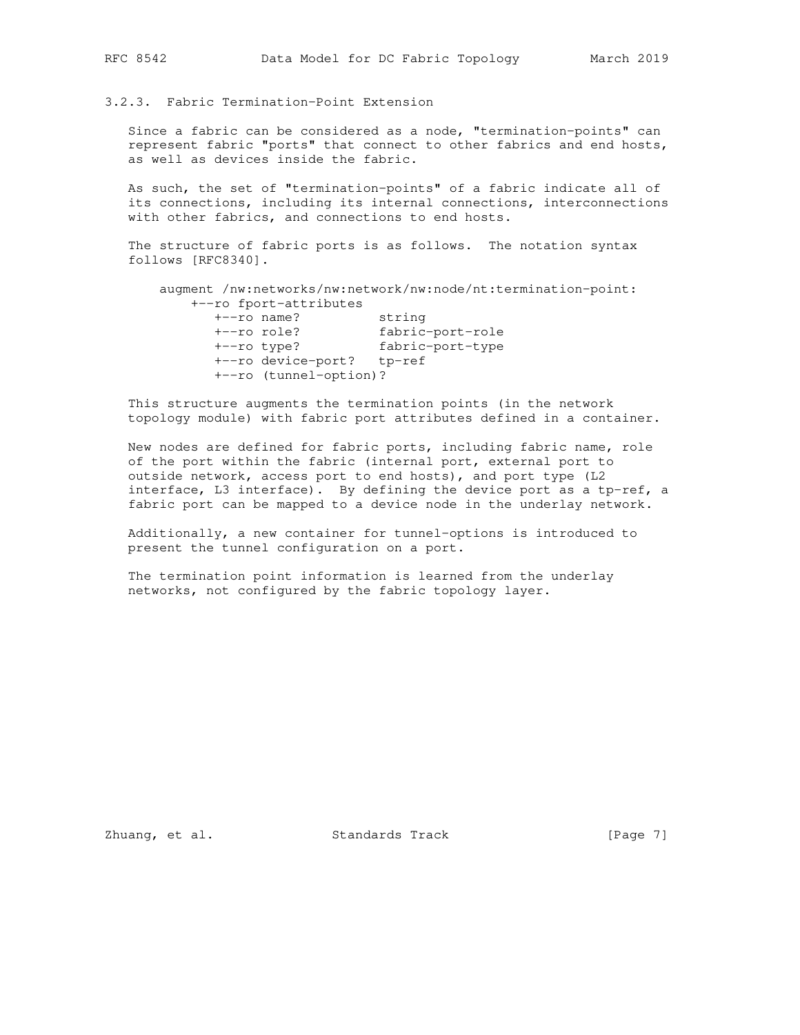### 3.2.3. Fabric Termination-Point Extension

Since a fabric can be considered as a node, "termination-points" can represent fabric "ports" that connect to other fabrics and end hosts, as well as devices inside the fabric.

As such, the set of "termination-points" of a fabric indicate all of its connections, including its internal connections, interconnections with other fabrics, and connections to end hosts.

The structure of fabric ports is as follows. The notation syntax follows [RFC8340].

```
augment /nw:networks/nw:network/nw:node/nt:termination-point:
    +--ro fport-attributes
       +--ro name?          string
       +--ro role?          fabric-port-role
       +--ro type?          fabric-port-type
       +--ro device-port?   tp-ref
       +--ro (tunnel-option)?
```

This structure augments the termination points (in the network topology module) with fabric port attributes defined in a container.

New nodes are defined for fabric ports, including fabric name, role of the port within the fabric (internal port, external port to outside network, access port to end hosts), and port type (L2 interface, L3 interface). By defining the device port as a tp-ref, a fabric port can be mapped to a device node in the underlay network.

Additionally, a new container for tunnel-options is introduced to present the tunnel configuration on a port.

The termination point information is learned from the underlay networks, not configured by the fabric topology layer.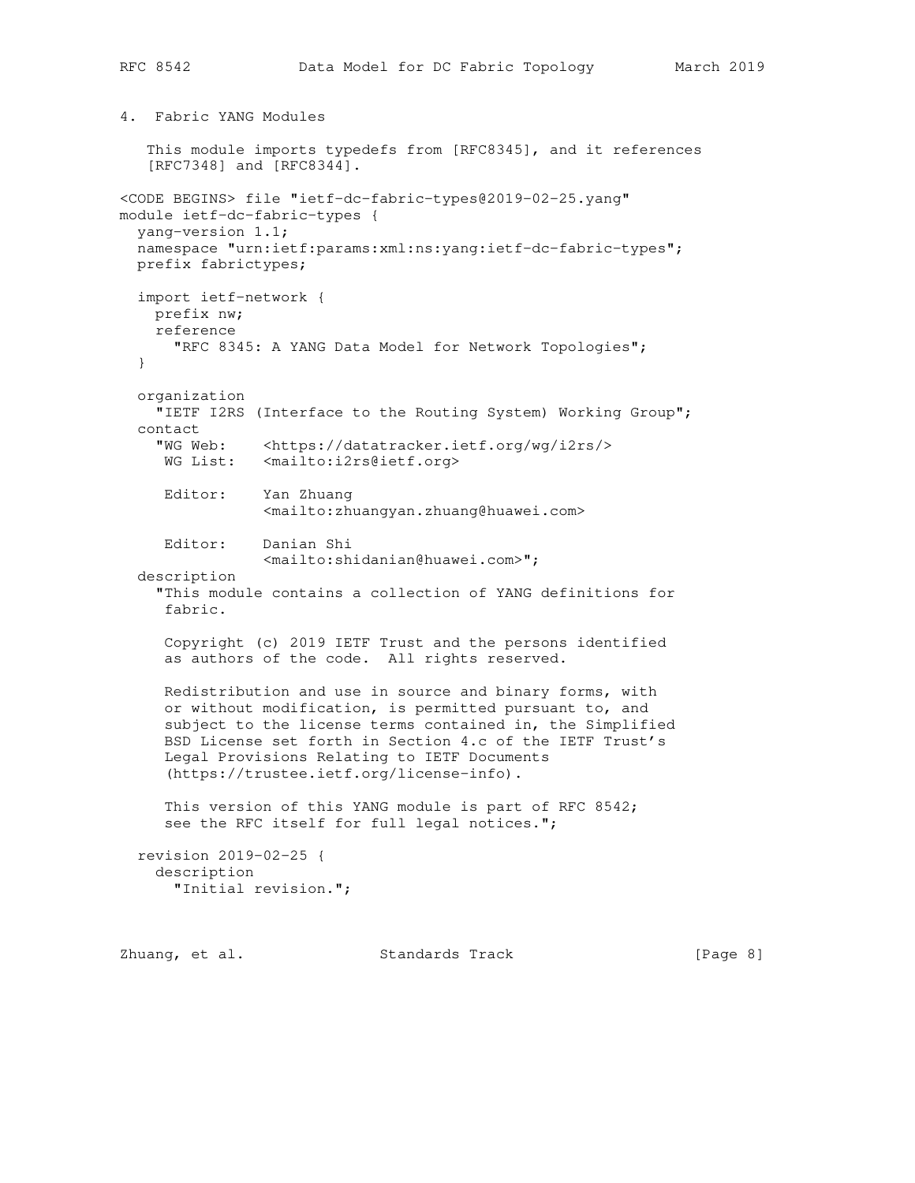## 4. Fabric YANG Modules

This module imports typedefs from [RFC8345], and it references [RFC7348] and [RFC8344].

```
<CODE BEGINS> file "ietf-dc-fabric-types@2019-02-25.yang"
module ietf-dc-fabric-types {
  yang-version 1.1;
  namespace "urn:ietf:params:xml:ns:yang:ietf-dc-fabric-types";
  prefix fabrictypes;

  import ietf-network {
    prefix nw;
    reference
      "RFC 8345: A YANG Data Model for Network Topologies";
  }

  organization
    "IETF I2RS (Interface to the Routing System) Working Group";
  contact
    "WG Web:    <https://datatracker.ietf.org/wg/i2rs/>
     WG List:   <mailto:i2rs@ietf.org>

     Editor:    Yan Zhuang
                <mailto:zhuangyan.zhuang@huawei.com>

     Editor:    Danian Shi
                <mailto:shidanian@huawei.com>";
  description
    "This module contains a collection of YANG definitions for
     fabric.

     Copyright (c) 2019 IETF Trust and the persons identified
     as authors of the code.  All rights reserved.

     Redistribution and use in source and binary forms, with
     or without modification, is permitted pursuant to, and
     subject to the license terms contained in, the Simplified
     BSD License set forth in Section 4.c of the IETF Trust's
     Legal Provisions Relating to IETF Documents
     (https://trustee.ietf.org/license-info).

     This version of this YANG module is part of RFC 8542;
     see the RFC itself for full legal notices.";

  revision 2019-02-25 {
    description
      "Initial revision.";
```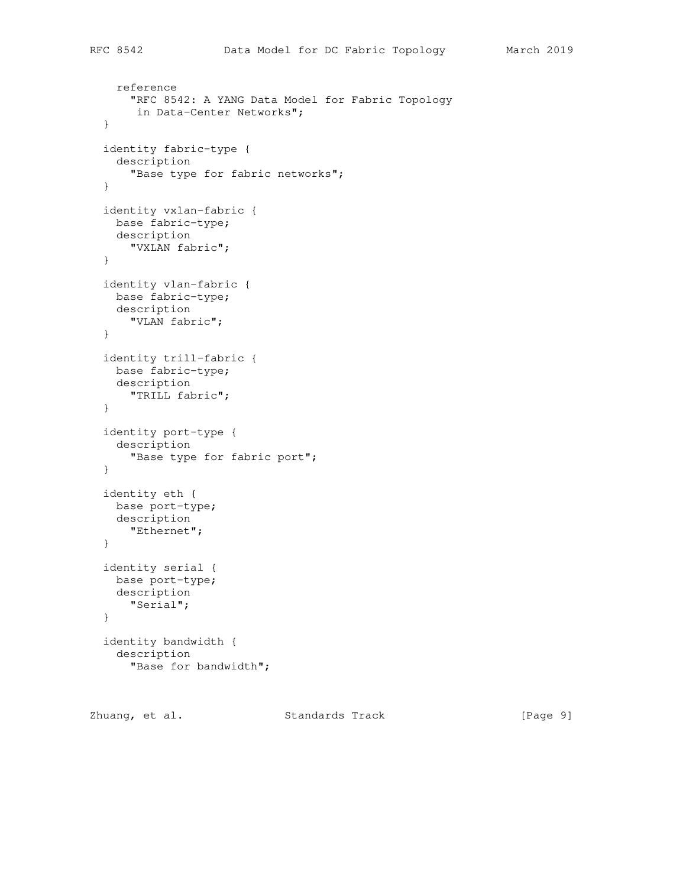```
    reference
      "RFC 8542: A YANG Data Model for Fabric Topology
       in Data-Center Networks";
  }

  identity fabric-type {
    description
      "Base type for fabric networks";
  }

  identity vxlan-fabric {
    base fabric-type;
    description
      "VXLAN fabric";
  }

  identity vlan-fabric {
    base fabric-type;
    description
      "VLAN fabric";
  }

  identity trill-fabric {
    base fabric-type;
    description
      "TRILL fabric";
  }

  identity port-type {
    description
      "Base type for fabric port";
  }

  identity eth {
    base port-type;
    description
      "Ethernet";
  }

  identity serial {
    base port-type;
    description
      "Serial";
  }

  identity bandwidth {
    description
      "Base for bandwidth";
```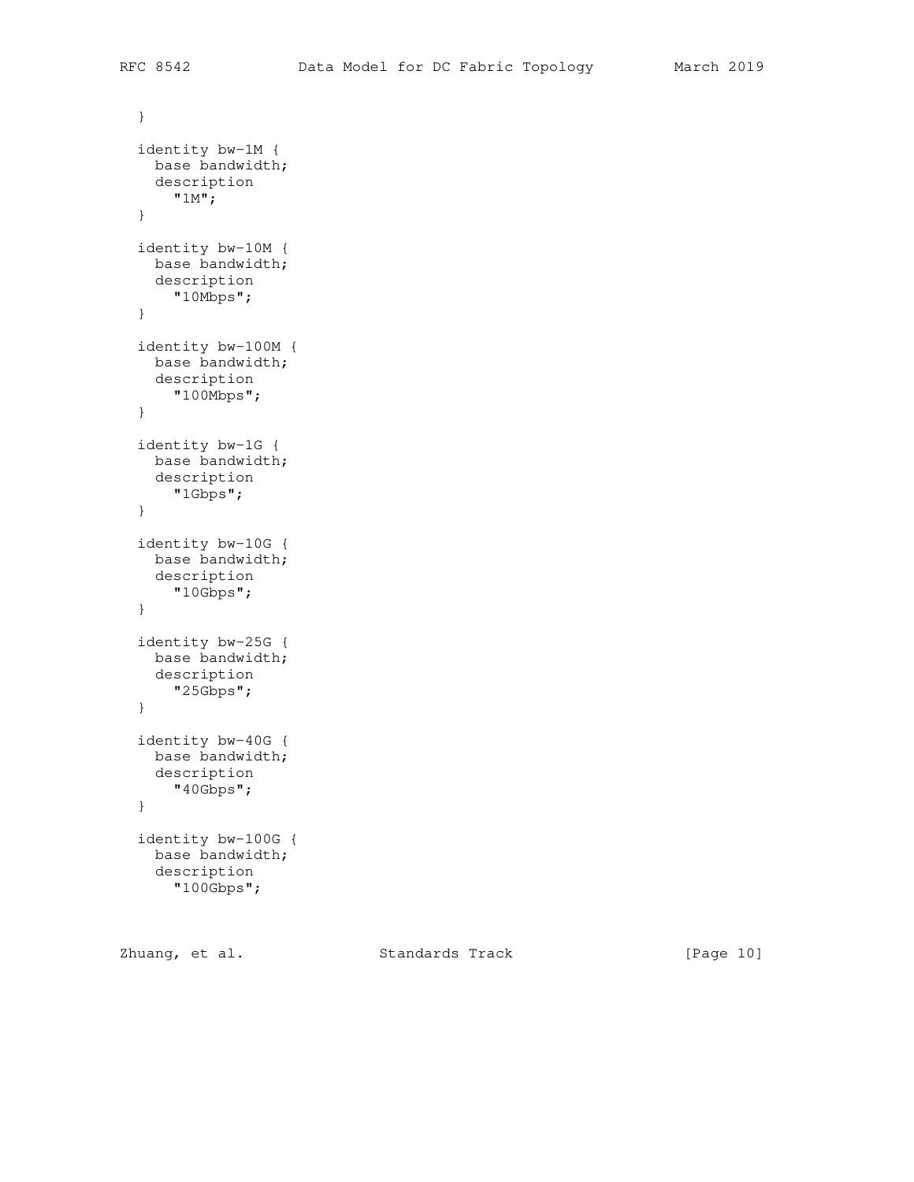```
  }

  identity bw-1M {
    base bandwidth;
    description
      "1M";
  }

  identity bw-10M {
    base bandwidth;
    description
      "10Mbps";
  }

  identity bw-100M {
    base bandwidth;
    description
      "100Mbps";
  }

  identity bw-1G {
    base bandwidth;
    description
      "1Gbps";
  }

  identity bw-10G {
    base bandwidth;
    description
      "10Gbps";
  }

  identity bw-25G {
    base bandwidth;
    description
      "25Gbps";
  }

  identity bw-40G {
    base bandwidth;
    description
      "40Gbps";
  }

  identity bw-100G {
    base bandwidth;
    description
      "100Gbps";
```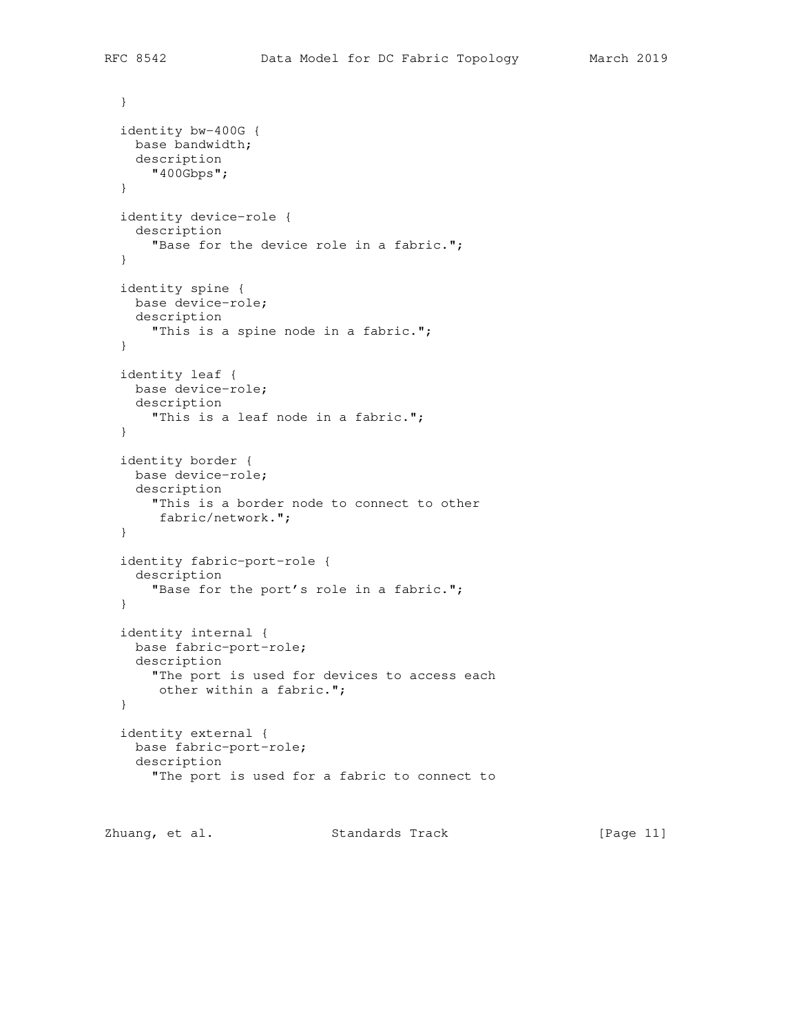```
  }

  identity bw-400G {
    base bandwidth;
    description
      "400Gbps";
  }

  identity device-role {
    description
      "Base for the device role in a fabric.";
  }

  identity spine {
    base device-role;
    description
      "This is a spine node in a fabric.";
  }

  identity leaf {
    base device-role;
    description
      "This is a leaf node in a fabric.";
  }

  identity border {
    base device-role;
    description
      "This is a border node to connect to other
       fabric/network.";
  }

  identity fabric-port-role {
    description
      "Base for the port's role in a fabric.";
  }

  identity internal {
    base fabric-port-role;
    description
      "The port is used for devices to access each
       other within a fabric.";
  }

  identity external {
    base fabric-port-role;
    description
      "The port is used for a fabric to connect to
```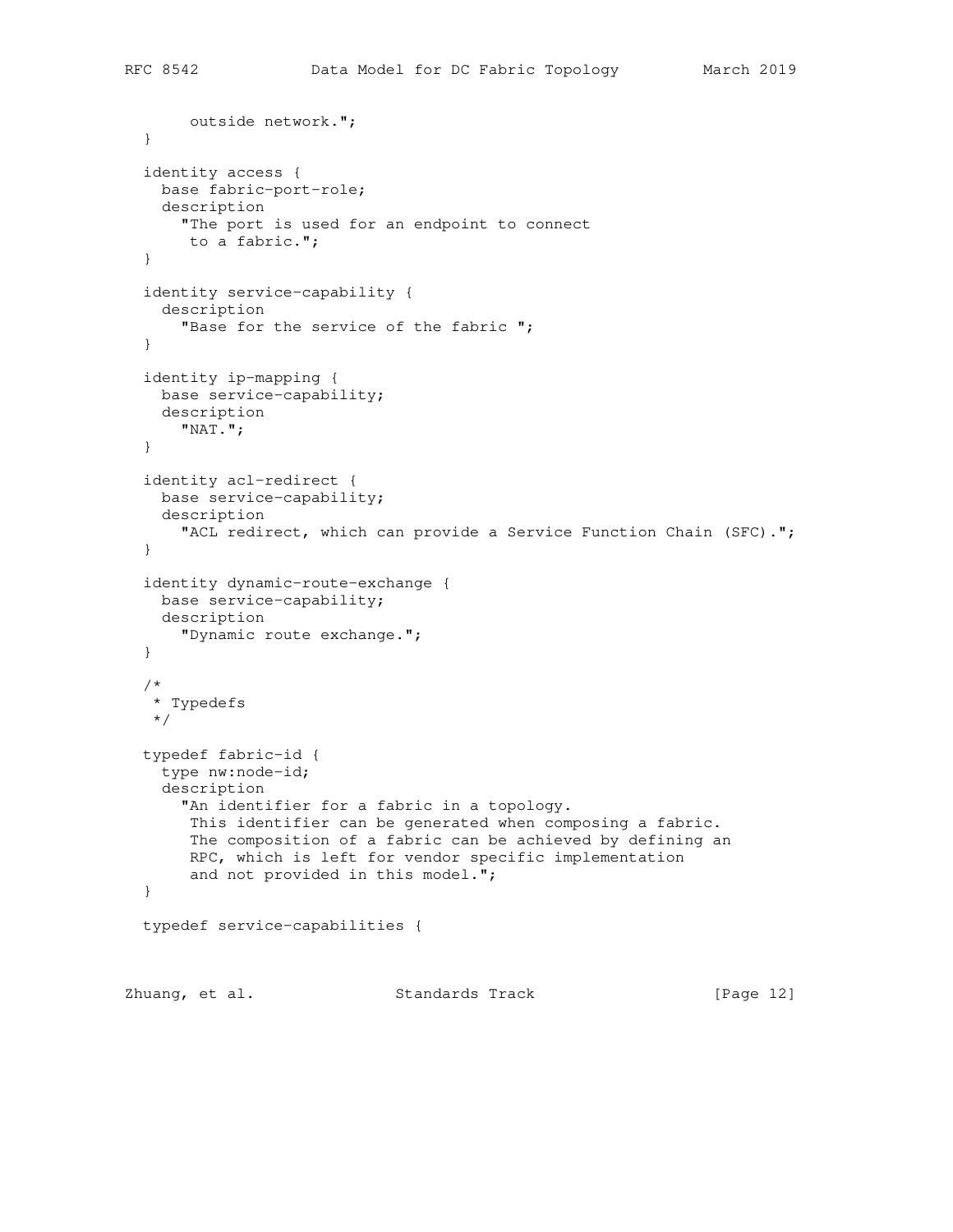```
       outside network.";
  }

  identity access {
    base fabric-port-role;
    description
      "The port is used for an endpoint to connect
       to a fabric.";
  }

  identity service-capability {
    description
      "Base for the service of the fabric ";
  }

  identity ip-mapping {
    base service-capability;
    description
      "NAT.";
  }

  identity acl-redirect {
    base service-capability;
    description
      "ACL redirect, which can provide a Service Function Chain (SFC).";
  }

  identity dynamic-route-exchange {
    base service-capability;
    description
      "Dynamic route exchange.";
  }

  /*
   * Typedefs
   */

  typedef fabric-id {
    type nw:node-id;
    description
      "An identifier for a fabric in a topology.
       This identifier can be generated when composing a fabric.
       The composition of a fabric can be achieved by defining an
       RPC, which is left for vendor specific implementation
       and not provided in this model.";
  }

  typedef service-capabilities {
```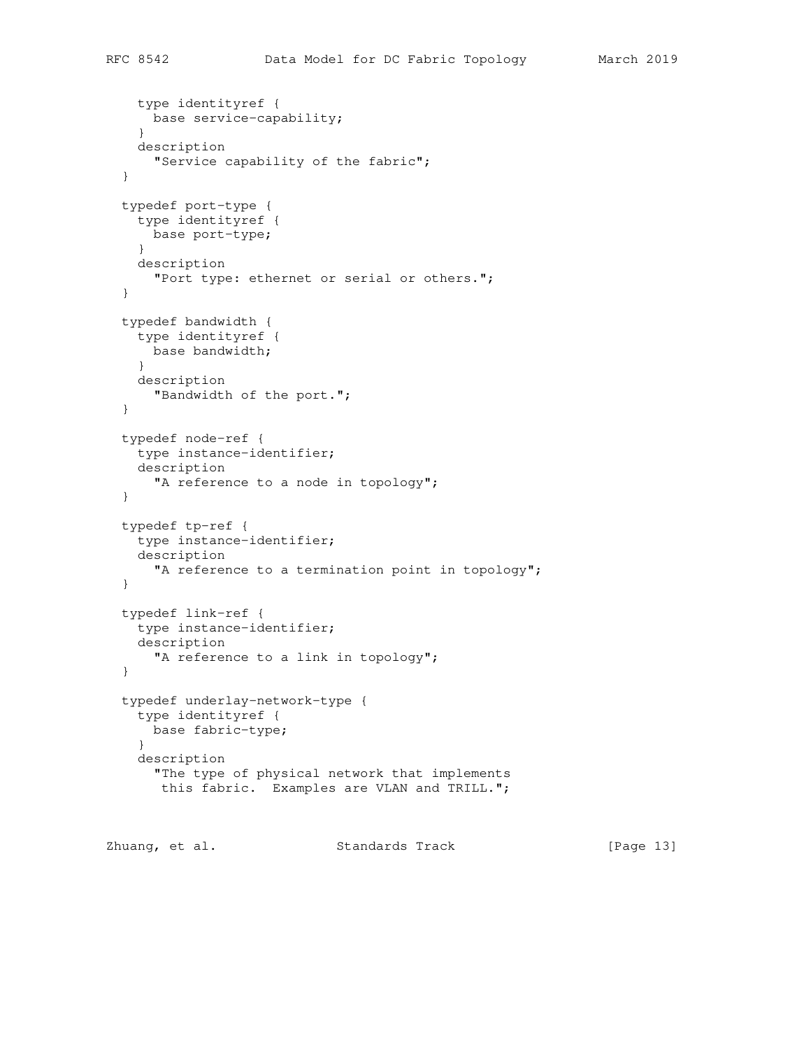```
    type identityref {
      base service-capability;
    }
    description
      "Service capability of the fabric";
  }

  typedef port-type {
    type identityref {
      base port-type;
    }
    description
      "Port type: ethernet or serial or others.";
  }

  typedef bandwidth {
    type identityref {
      base bandwidth;
    }
    description
      "Bandwidth of the port.";
  }

  typedef node-ref {
    type instance-identifier;
    description
      "A reference to a node in topology";
  }

  typedef tp-ref {
    type instance-identifier;
    description
      "A reference to a termination point in topology";
  }

  typedef link-ref {
    type instance-identifier;
    description
      "A reference to a link in topology";
  }

  typedef underlay-network-type {
    type identityref {
      base fabric-type;
    }
    description
      "The type of physical network that implements
       this fabric.  Examples are VLAN and TRILL.";
```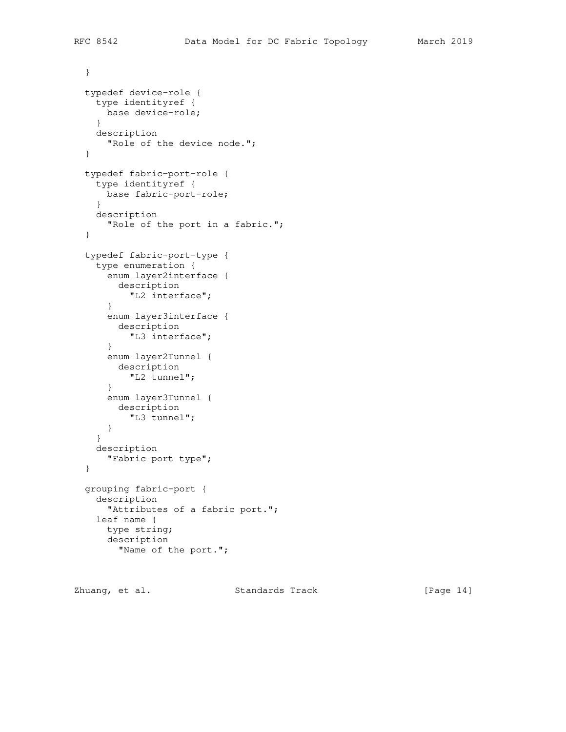```
  }

  typedef device-role {
    type identityref {
      base device-role;
    }
    description
      "Role of the device node.";
  }

  typedef fabric-port-role {
    type identityref {
      base fabric-port-role;
    }
    description
      "Role of the port in a fabric.";
  }

  typedef fabric-port-type {
    type enumeration {
      enum layer2interface {
        description
          "L2 interface";
      }
      enum layer3interface {
        description
          "L3 interface";
      }
      enum layer2Tunnel {
        description
          "L2 tunnel";
      }
      enum layer3Tunnel {
        description
          "L3 tunnel";
      }
    }
    description
      "Fabric port type";
  }

  grouping fabric-port {
    description
      "Attributes of a fabric port.";
    leaf name {
      type string;
      description
        "Name of the port.";
```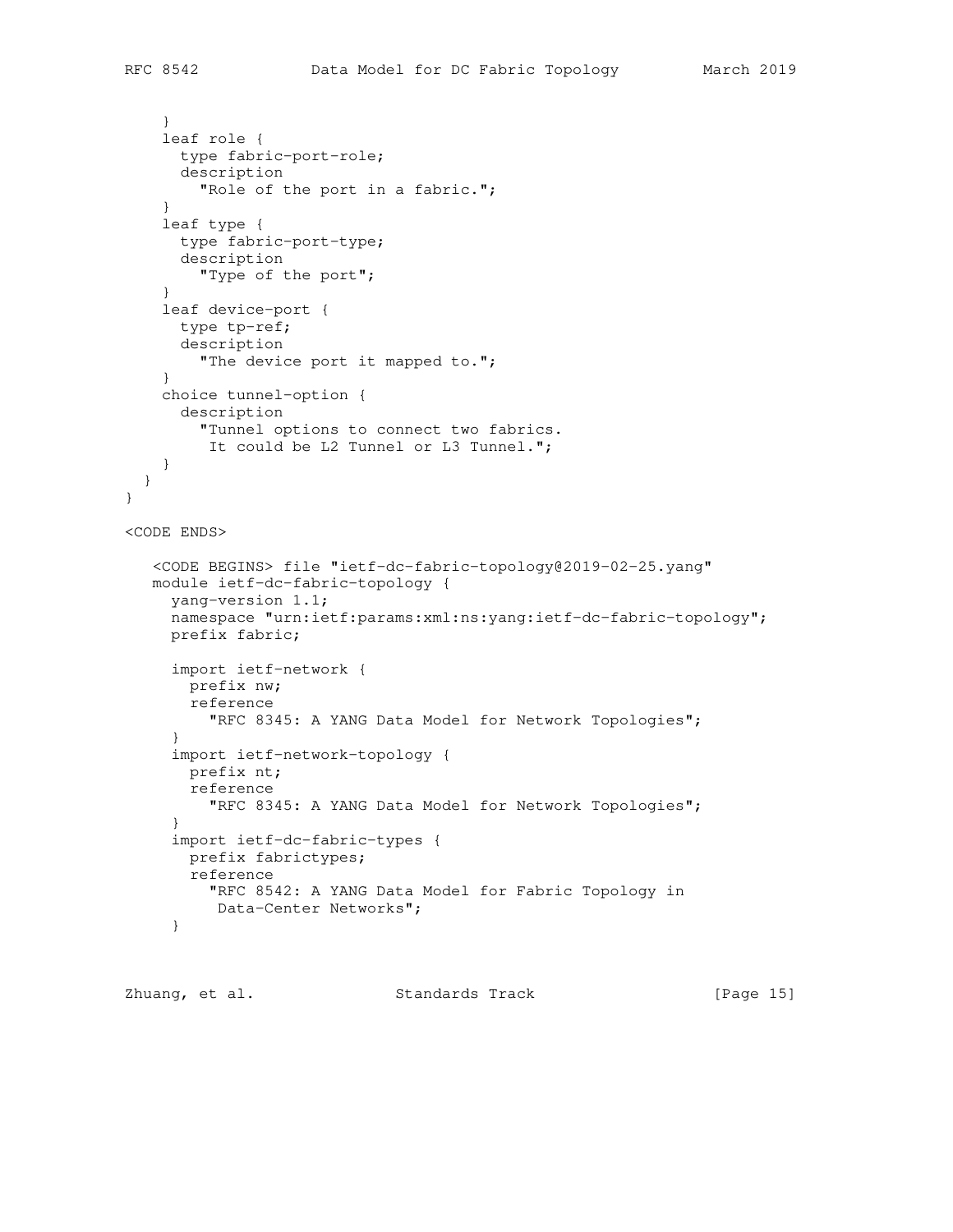```
    }
    leaf role {
      type fabric-port-role;
      description
        "Role of the port in a fabric.";
    }
    leaf type {
      type fabric-port-type;
      description
        "Type of the port";
    }
    leaf device-port {
      type tp-ref;
      description
        "The device port it mapped to.";
    }
    choice tunnel-option {
      description
        "Tunnel options to connect two fabrics.
         It could be L2 Tunnel or L3 Tunnel.";
    }
  }
}
```

<CODE ENDS>

```
   <CODE BEGINS> file "ietf-dc-fabric-topology@2019-02-25.yang"
   module ietf-dc-fabric-topology {
     yang-version 1.1;
     namespace "urn:ietf:params:xml:ns:yang:ietf-dc-fabric-topology";
     prefix fabric;

     import ietf-network {
       prefix nw;
       reference
         "RFC 8345: A YANG Data Model for Network Topologies";
     }
     import ietf-network-topology {
       prefix nt;
       reference
         "RFC 8345: A YANG Data Model for Network Topologies";
     }
     import ietf-dc-fabric-types {
       prefix fabrictypes;
       reference
         "RFC 8542: A YANG Data Model for Fabric Topology in
          Data-Center Networks";
     }
```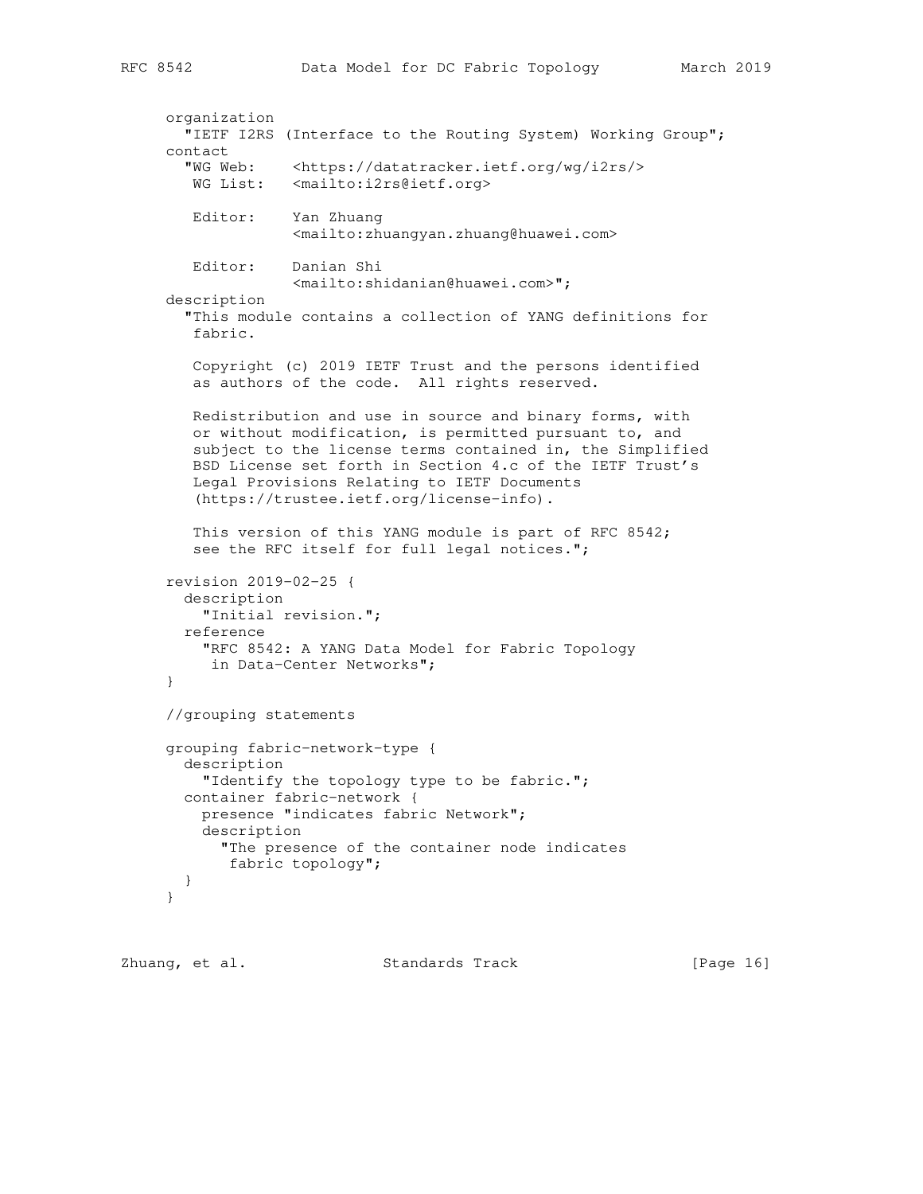```
     organization
       "IETF I2RS (Interface to the Routing System) Working Group";
     contact
       "WG Web:    <https://datatracker.ietf.org/wg/i2rs/>
        WG List:   <mailto:i2rs@ietf.org>

        Editor:    Yan Zhuang
                   <mailto:zhuangyan.zhuang@huawei.com>

        Editor:    Danian Shi
                   <mailto:shidanian@huawei.com>";
     description
       "This module contains a collection of YANG definitions for
        fabric.

        Copyright (c) 2019 IETF Trust and the persons identified
        as authors of the code.  All rights reserved.

        Redistribution and use in source and binary forms, with
        or without modification, is permitted pursuant to, and
        subject to the license terms contained in, the Simplified
        BSD License set forth in Section 4.c of the IETF Trust's
        Legal Provisions Relating to IETF Documents
        (https://trustee.ietf.org/license-info).

        This version of this YANG module is part of RFC 8542;
        see the RFC itself for full legal notices.";

     revision 2019-02-25 {
       description
         "Initial revision.";
       reference
         "RFC 8542: A YANG Data Model for Fabric Topology
          in Data-Center Networks";
     }

     //grouping statements

     grouping fabric-network-type {
       description
         "Identify the topology type to be fabric.";
       container fabric-network {
         presence "indicates fabric Network";
         description
           "The presence of the container node indicates
            fabric topology";
       }
     }
```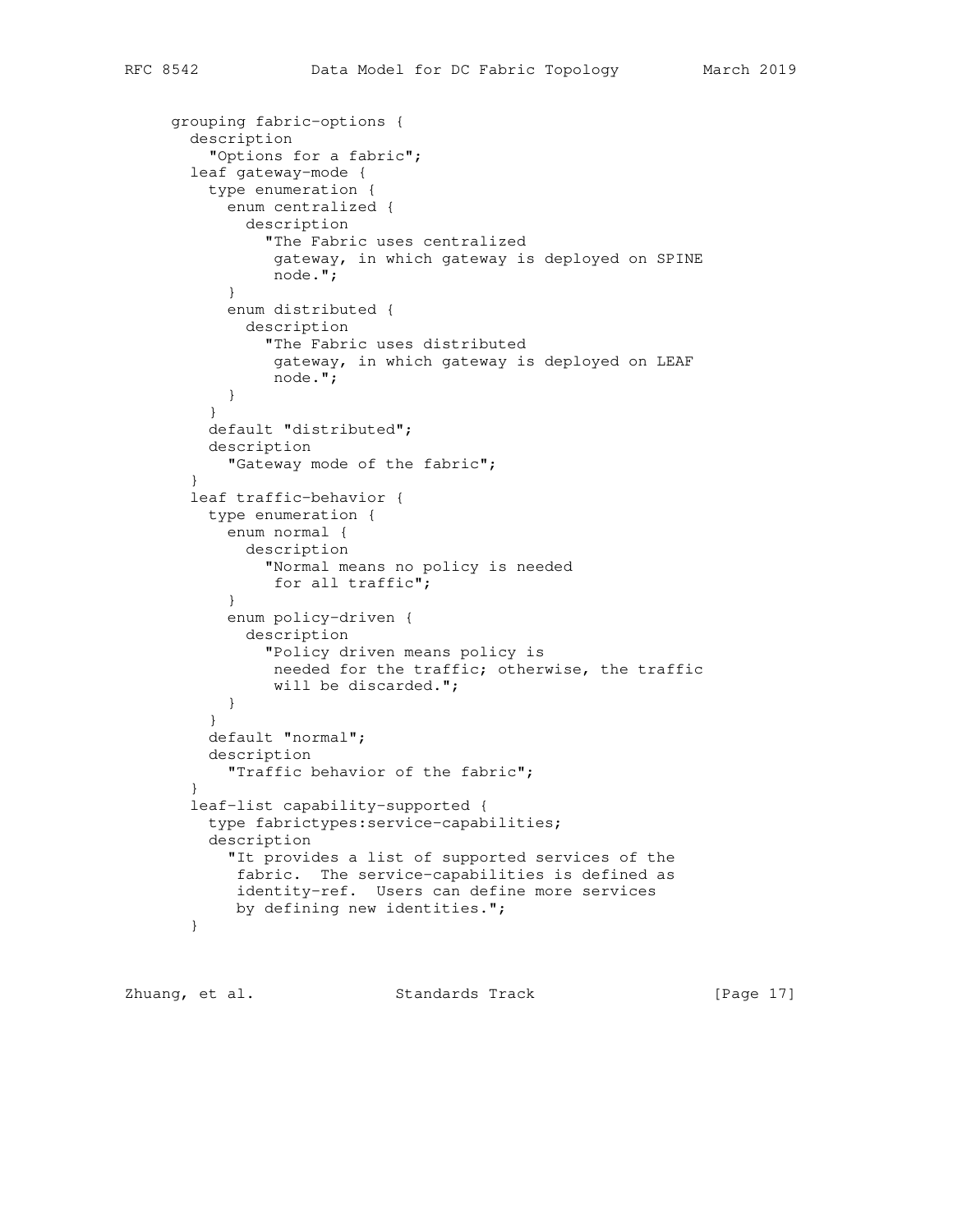```
     grouping fabric-options {
       description
         "Options for a fabric";
       leaf gateway-mode {
         type enumeration {
           enum centralized {
             description
               "The Fabric uses centralized
                gateway, in which gateway is deployed on SPINE
                node.";
           }
           enum distributed {
             description
               "The Fabric uses distributed
                gateway, in which gateway is deployed on LEAF
                node.";
           }
         }
         default "distributed";
         description
           "Gateway mode of the fabric";
       }
       leaf traffic-behavior {
         type enumeration {
           enum normal {
             description
               "Normal means no policy is needed
                for all traffic";
           }
           enum policy-driven {
             description
               "Policy driven means policy is
                needed for the traffic; otherwise, the traffic
                will be discarded.";
           }
         }
         default "normal";
         description
           "Traffic behavior of the fabric";
       }
       leaf-list capability-supported {
         type fabrictypes:service-capabilities;
         description
           "It provides a list of supported services of the
            fabric.  The service-capabilities is defined as
            identity-ref.  Users can define more services
            by defining new identities.";
       }
```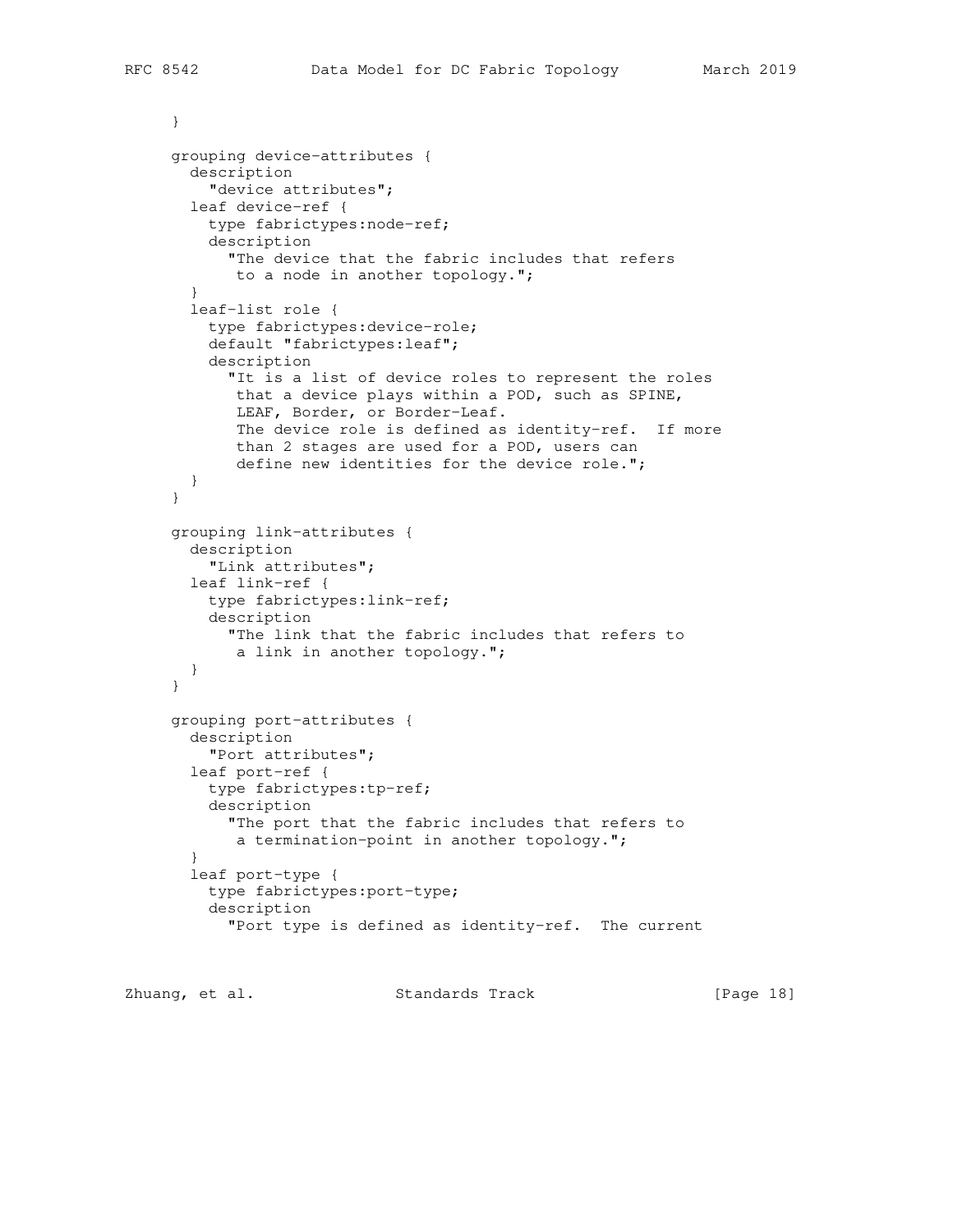```
     }

     grouping device-attributes {
       description
         "device attributes";
       leaf device-ref {
         type fabrictypes:node-ref;
         description
           "The device that the fabric includes that refers
            to a node in another topology.";
       }
       leaf-list role {
         type fabrictypes:device-role;
         default "fabrictypes:leaf";
         description
           "It is a list of device roles to represent the roles
            that a device plays within a POD, such as SPINE,
            LEAF, Border, or Border-Leaf.
            The device role is defined as identity-ref.  If more
            than 2 stages are used for a POD, users can
            define new identities for the device role.";
       }
     }

     grouping link-attributes {
       description
         "Link attributes";
       leaf link-ref {
         type fabrictypes:link-ref;
         description
           "The link that the fabric includes that refers to
            a link in another topology.";
       }
     }

     grouping port-attributes {
       description
         "Port attributes";
       leaf port-ref {
         type fabrictypes:tp-ref;
         description
           "The port that the fabric includes that refers to
            a termination-point in another topology.";
       }
       leaf port-type {
         type fabrictypes:port-type;
         description
           "Port type is defined as identity-ref.  The current
```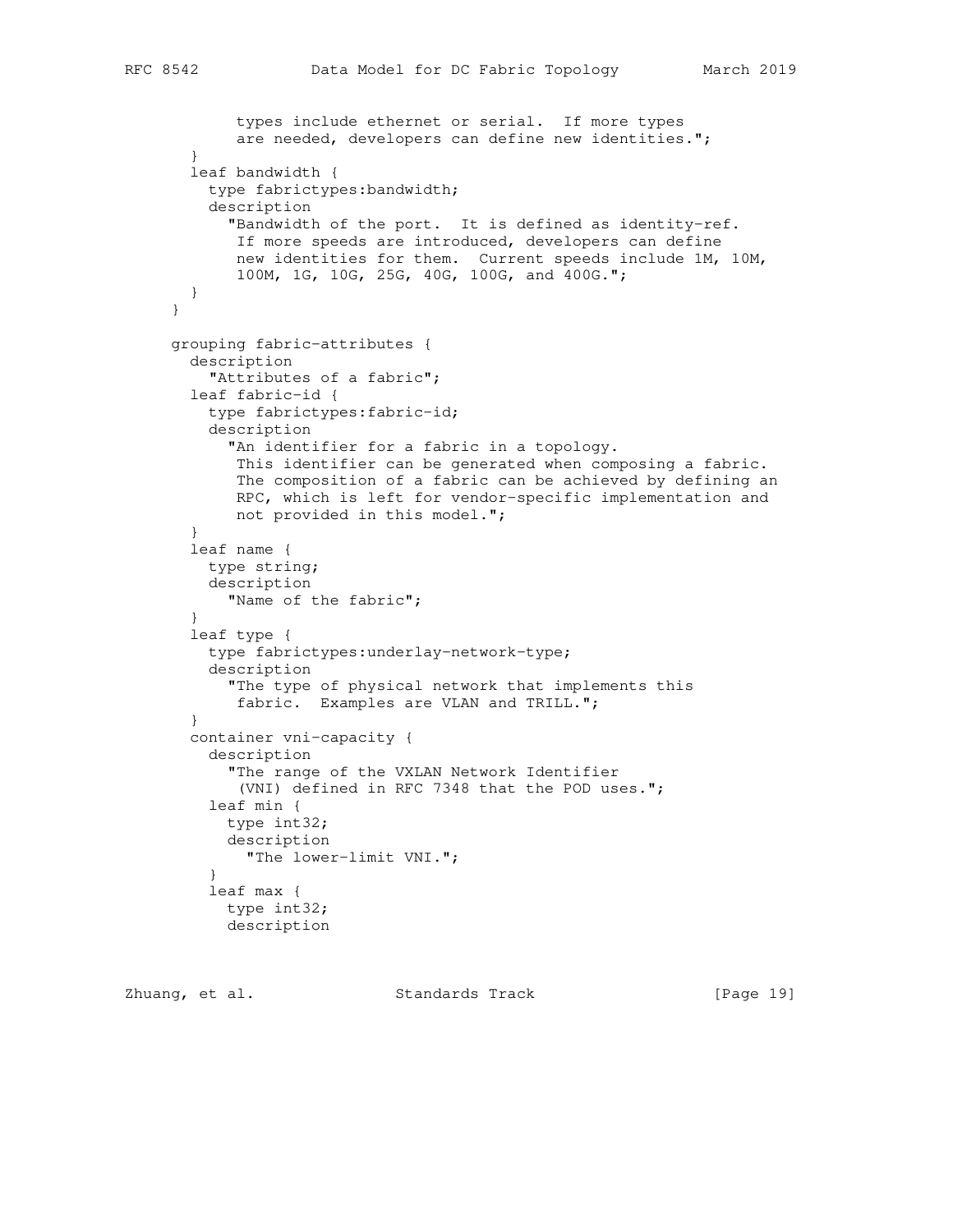```
            types include ethernet or serial.  If more types
            are needed, developers can define new identities.";
       }
       leaf bandwidth {
         type fabrictypes:bandwidth;
         description
           "Bandwidth of the port.  It is defined as identity-ref.
            If more speeds are introduced, developers can define
            new identities for them.  Current speeds include 1M, 10M,
            100M, 1G, 10G, 25G, 40G, 100G, and 400G.";
       }
     }

     grouping fabric-attributes {
       description
         "Attributes of a fabric";
       leaf fabric-id {
         type fabrictypes:fabric-id;
         description
           "An identifier for a fabric in a topology.
            This identifier can be generated when composing a fabric.
            The composition of a fabric can be achieved by defining an
            RPC, which is left for vendor-specific implementation and
            not provided in this model.";
       }
       leaf name {
         type string;
         description
           "Name of the fabric";
       }
       leaf type {
         type fabrictypes:underlay-network-type;
         description
           "The type of physical network that implements this
            fabric.  Examples are VLAN and TRILL.";
       }
       container vni-capacity {
         description
           "The range of the VXLAN Network Identifier
            (VNI) defined in RFC 7348 that the POD uses.";
         leaf min {
           type int32;
           description
             "The lower-limit VNI.";
         }
         leaf max {
           type int32;
           description
```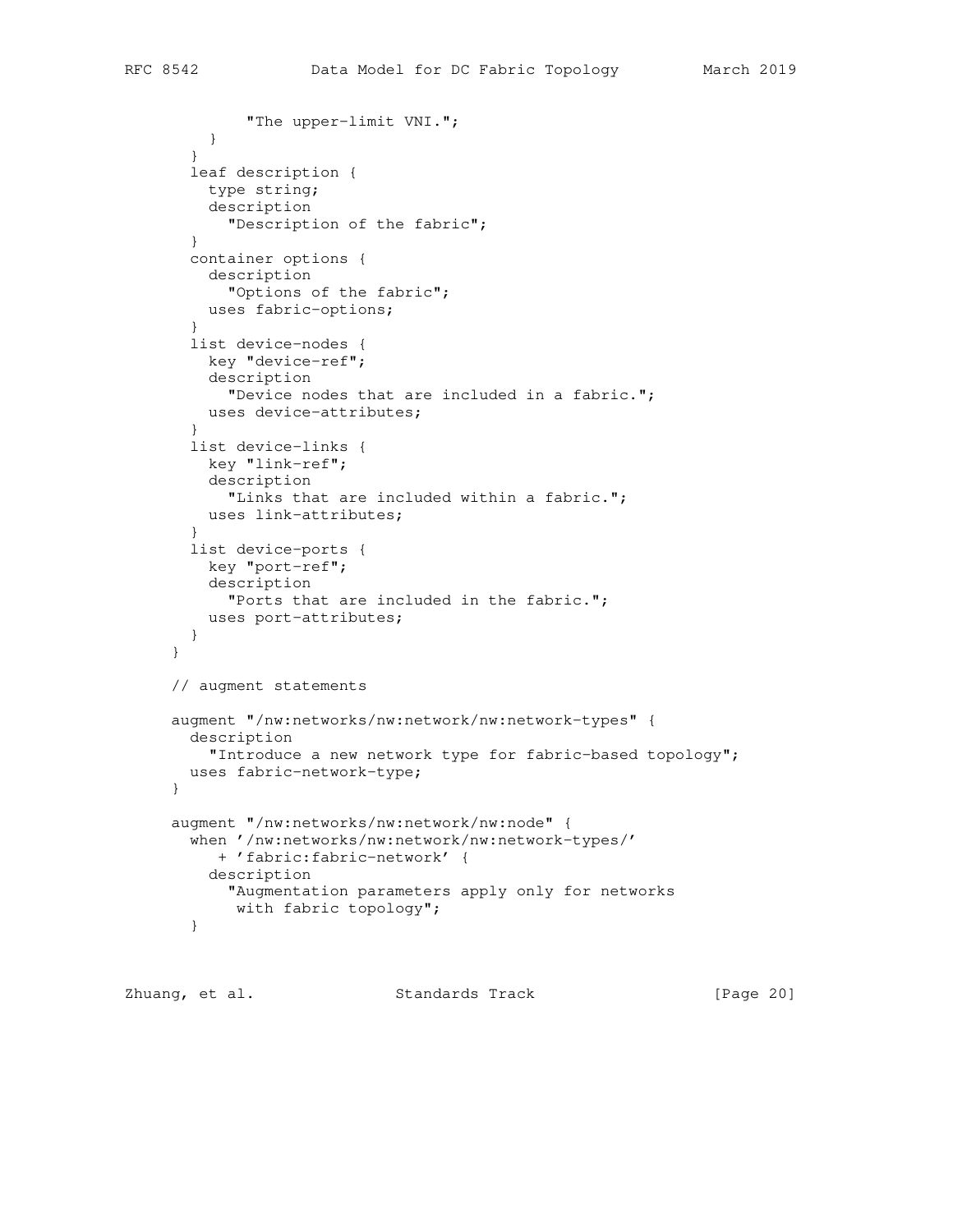```
            "The upper-limit VNI.";
        }
      }
      leaf description {
        type string;
        description
          "Description of the fabric";
      }
      container options {
        description
          "Options of the fabric";
        uses fabric-options;
      }
      list device-nodes {
        key "device-ref";
        description
          "Device nodes that are included in a fabric.";
        uses device-attributes;
      }
      list device-links {
        key "link-ref";
        description
          "Links that are included within a fabric.";
        uses link-attributes;
      }
      list device-ports {
        key "port-ref";
        description
          "Ports that are included in the fabric.";
        uses port-attributes;
      }
    }

    // augment statements

    augment "/nw:networks/nw:network/nw:network-types" {
      description
        "Introduce a new network type for fabric-based topology";
      uses fabric-network-type;
    }

    augment "/nw:networks/nw:network/nw:node" {
      when '/nw:networks/nw:network/nw:network-types/'
         + 'fabric:fabric-network' {
        description
          "Augmentation parameters apply only for networks
           with fabric topology";
      }
```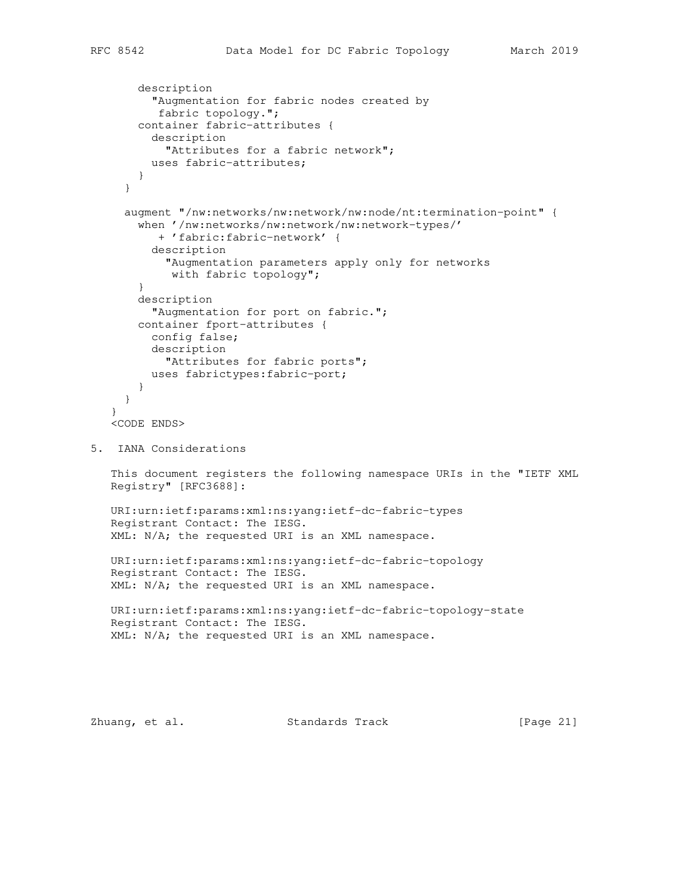```
      description
        "Augmentation for fabric nodes created by
         fabric topology.";
      container fabric-attributes {
        description
          "Attributes for a fabric network";
        uses fabric-attributes;
      }
    }

    augment "/nw:networks/nw:network/nw:node/nt:termination-point" {
      when '/nw:networks/nw:network/nw:network-types/'
         + 'fabric:fabric-network' {
        description
          "Augmentation parameters apply only for networks
           with fabric topology";
      }
      description
        "Augmentation for port on fabric.";
      container fport-attributes {
        config false;
        description
          "Attributes for fabric ports";
        uses fabrictypes:fabric-port;
      }
    }
  }
  <CODE ENDS>
```

## 5. IANA Considerations

This document registers the following namespace URIs in the "IETF XML Registry" [RFC3688]:

URI:urn:ietf:params:xml:ns:yang:ietf-dc-fabric-types
Registrant Contact: The IESG.
XML: N/A; the requested URI is an XML namespace.

URI:urn:ietf:params:xml:ns:yang:ietf-dc-fabric-topology
Registrant Contact: The IESG.
XML: N/A; the requested URI is an XML namespace.

URI:urn:ietf:params:xml:ns:yang:ietf-dc-fabric-topology-state
Registrant Contact: The IESG.
XML: N/A; the requested URI is an XML namespace.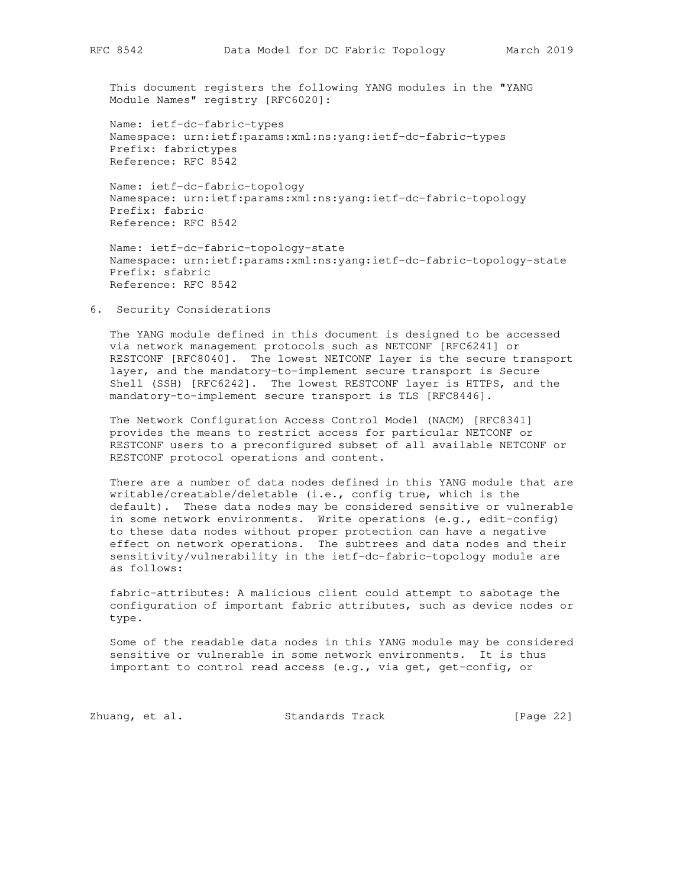This document registers the following YANG modules in the "YANG Module Names" registry [RFC6020]:

Name: ietf-dc-fabric-types
Namespace: urn:ietf:params:xml:ns:yang:ietf-dc-fabric-types
Prefix: fabrictypes
Reference: RFC 8542

Name: ietf-dc-fabric-topology
Namespace: urn:ietf:params:xml:ns:yang:ietf-dc-fabric-topology
Prefix: fabric
Reference: RFC 8542

Name: ietf-dc-fabric-topology-state
Namespace: urn:ietf:params:xml:ns:yang:ietf-dc-fabric-topology-state
Prefix: sfabric
Reference: RFC 8542

## 6. Security Considerations

The YANG module defined in this document is designed to be accessed via network management protocols such as NETCONF [RFC6241] or RESTCONF [RFC8040]. The lowest NETCONF layer is the secure transport layer, and the mandatory-to-implement secure transport is Secure Shell (SSH) [RFC6242]. The lowest RESTCONF layer is HTTPS, and the mandatory-to-implement secure transport is TLS [RFC8446].

The Network Configuration Access Control Model (NACM) [RFC8341] provides the means to restrict access for particular NETCONF or RESTCONF users to a preconfigured subset of all available NETCONF or RESTCONF protocol operations and content.

There are a number of data nodes defined in this YANG module that are writable/creatable/deletable (i.e., config true, which is the default). These data nodes may be considered sensitive or vulnerable in some network environments. Write operations (e.g., edit-config) to these data nodes without proper protection can have a negative effect on network operations. The subtrees and data nodes and their sensitivity/vulnerability in the ietf-dc-fabric-topology module are as follows:

fabric-attributes: A malicious client could attempt to sabotage the configuration of important fabric attributes, such as device nodes or type.

Some of the readable data nodes in this YANG module may be considered sensitive or vulnerable in some network environments. It is thus important to control read access (e.g., via get, get-config, or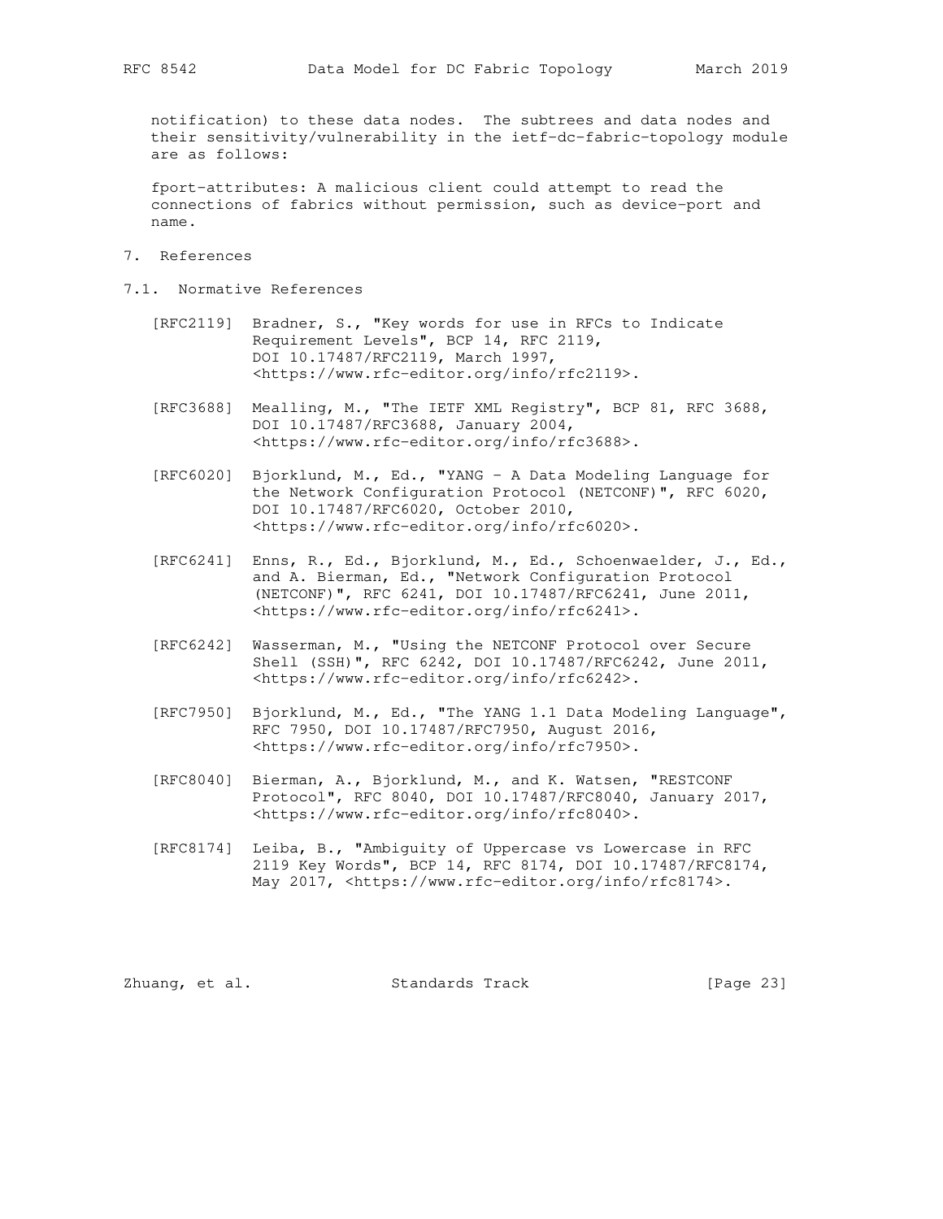notification) to these data nodes. The subtrees and data nodes and their sensitivity/vulnerability in the ietf-dc-fabric-topology module are as follows:

fport-attributes: A malicious client could attempt to read the connections of fabrics without permission, such as device-port and name.

# 7. References

## 7.1. Normative References

[RFC2119] Bradner, S., "Key words for use in RFCs to Indicate Requirement Levels", BCP 14, RFC 2119, DOI 10.17487/RFC2119, March 1997, <https://www.rfc-editor.org/info/rfc2119>.

[RFC3688] Mealling, M., "The IETF XML Registry", BCP 81, RFC 3688, DOI 10.17487/RFC3688, January 2004, <https://www.rfc-editor.org/info/rfc3688>.

[RFC6020] Bjorklund, M., Ed., "YANG - A Data Modeling Language for the Network Configuration Protocol (NETCONF)", RFC 6020, DOI 10.17487/RFC6020, October 2010, <https://www.rfc-editor.org/info/rfc6020>.

[RFC6241] Enns, R., Ed., Bjorklund, M., Ed., Schoenwaelder, J., Ed., and A. Bierman, Ed., "Network Configuration Protocol (NETCONF)", RFC 6241, DOI 10.17487/RFC6241, June 2011, <https://www.rfc-editor.org/info/rfc6241>.

[RFC6242] Wasserman, M., "Using the NETCONF Protocol over Secure Shell (SSH)", RFC 6242, DOI 10.17487/RFC6242, June 2011, <https://www.rfc-editor.org/info/rfc6242>.

[RFC7950] Bjorklund, M., Ed., "The YANG 1.1 Data Modeling Language", RFC 7950, DOI 10.17487/RFC7950, August 2016, <https://www.rfc-editor.org/info/rfc7950>.

[RFC8040] Bierman, A., Bjorklund, M., and K. Watsen, "RESTCONF Protocol", RFC 8040, DOI 10.17487/RFC8040, January 2017, <https://www.rfc-editor.org/info/rfc8040>.

[RFC8174] Leiba, B., "Ambiguity of Uppercase vs Lowercase in RFC 2119 Key Words", BCP 14, RFC 8174, DOI 10.17487/RFC8174, May 2017, <https://www.rfc-editor.org/info/rfc8174>.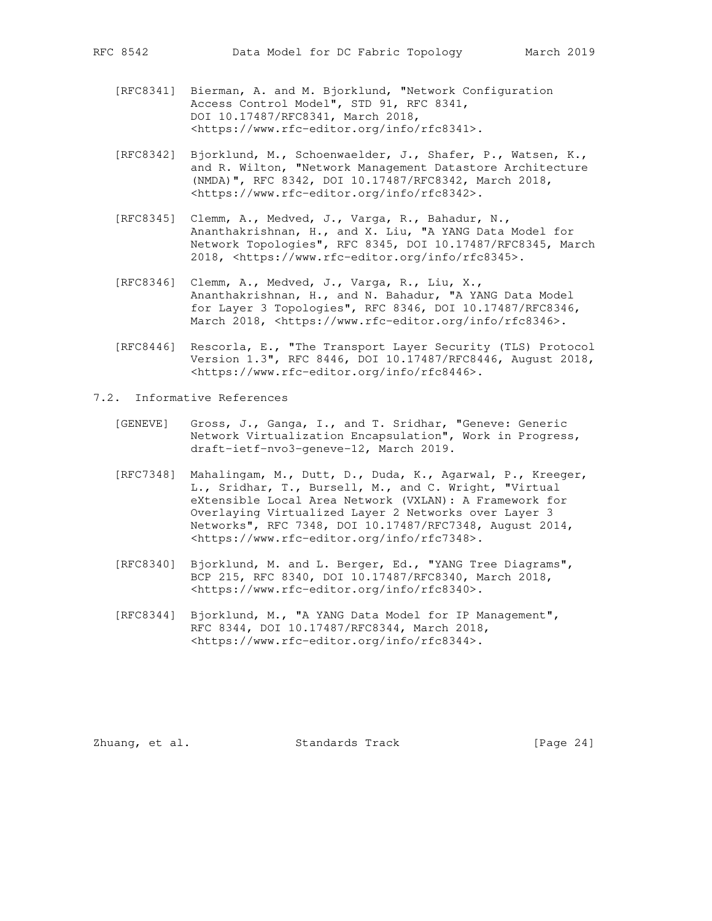[RFC8341] Bierman, A. and M. Bjorklund, "Network Configuration Access Control Model", STD 91, RFC 8341, DOI 10.17487/RFC8341, March 2018, <https://www.rfc-editor.org/info/rfc8341>.

[RFC8342] Bjorklund, M., Schoenwaelder, J., Shafer, P., Watsen, K., and R. Wilton, "Network Management Datastore Architecture (NMDA)", RFC 8342, DOI 10.17487/RFC8342, March 2018, <https://www.rfc-editor.org/info/rfc8342>.

[RFC8345] Clemm, A., Medved, J., Varga, R., Bahadur, N., Ananthakrishnan, H., and X. Liu, "A YANG Data Model for Network Topologies", RFC 8345, DOI 10.17487/RFC8345, March 2018, <https://www.rfc-editor.org/info/rfc8345>.

[RFC8346] Clemm, A., Medved, J., Varga, R., Liu, X., Ananthakrishnan, H., and N. Bahadur, "A YANG Data Model for Layer 3 Topologies", RFC 8346, DOI 10.17487/RFC8346, March 2018, <https://www.rfc-editor.org/info/rfc8346>.

[RFC8446] Rescorla, E., "The Transport Layer Security (TLS) Protocol Version 1.3", RFC 8446, DOI 10.17487/RFC8446, August 2018, <https://www.rfc-editor.org/info/rfc8446>.

## 7.2. Informative References

[GENEVE] Gross, J., Ganga, I., and T. Sridhar, "Geneve: Generic Network Virtualization Encapsulation", Work in Progress, draft-ietf-nvo3-geneve-12, March 2019.

[RFC7348] Mahalingam, M., Dutt, D., Duda, K., Agarwal, P., Kreeger, L., Sridhar, T., Bursell, M., and C. Wright, "Virtual eXtensible Local Area Network (VXLAN): A Framework for Overlaying Virtualized Layer 2 Networks over Layer 3 Networks", RFC 7348, DOI 10.17487/RFC7348, August 2014, <https://www.rfc-editor.org/info/rfc7348>.

[RFC8340] Bjorklund, M. and L. Berger, Ed., "YANG Tree Diagrams", BCP 215, RFC 8340, DOI 10.17487/RFC8340, March 2018, <https://www.rfc-editor.org/info/rfc8340>.

[RFC8344] Bjorklund, M., "A YANG Data Model for IP Management", RFC 8344, DOI 10.17487/RFC8344, March 2018, <https://www.rfc-editor.org/info/rfc8344>.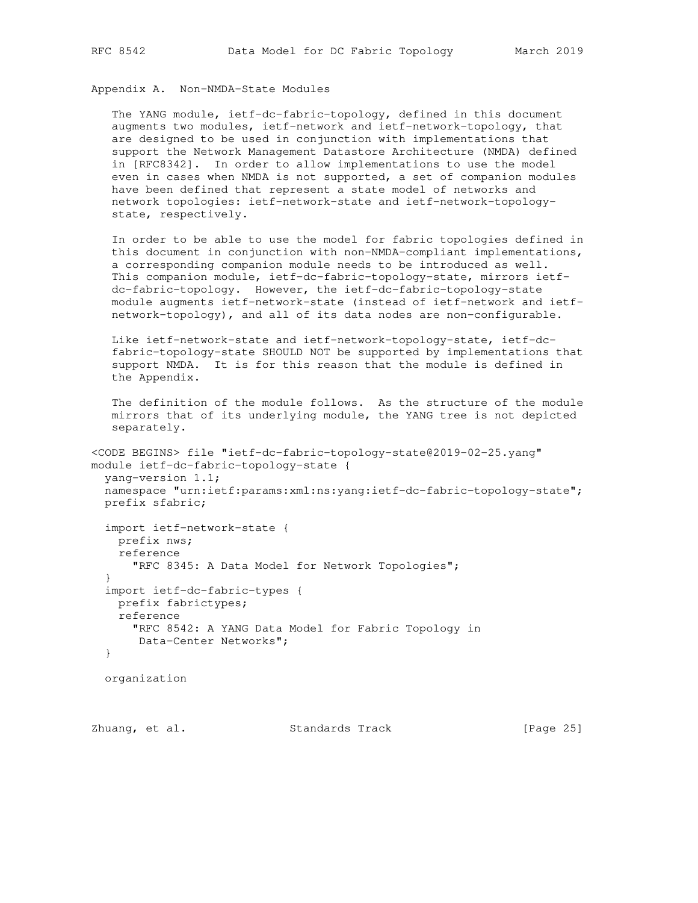## Appendix A. Non-NMDA-State Modules

The YANG module, ietf-dc-fabric-topology, defined in this document augments two modules, ietf-network and ietf-network-topology, that are designed to be used in conjunction with implementations that support the Network Management Datastore Architecture (NMDA) defined in [RFC8342]. In order to allow implementations to use the model even in cases when NMDA is not supported, a set of companion modules have been defined that represent a state model of networks and network topologies: ietf-network-state and ietf-network-topology-state, respectively.

In order to be able to use the model for fabric topologies defined in this document in conjunction with non-NMDA-compliant implementations, a corresponding companion module needs to be introduced as well. This companion module, ietf-dc-fabric-topology-state, mirrors ietf-dc-fabric-topology. However, the ietf-dc-fabric-topology-state module augments ietf-network-state (instead of ietf-network and ietf-network-topology), and all of its data nodes are non-configurable.

Like ietf-network-state and ietf-network-topology-state, ietf-dc-fabric-topology-state SHOULD NOT be supported by implementations that support NMDA. It is for this reason that the module is defined in the Appendix.

The definition of the module follows. As the structure of the module mirrors that of its underlying module, the YANG tree is not depicted separately.

```
<CODE BEGINS> file "ietf-dc-fabric-topology-state@2019-02-25.yang"
module ietf-dc-fabric-topology-state {
  yang-version 1.1;
  namespace "urn:ietf:params:xml:ns:yang:ietf-dc-fabric-topology-state";
  prefix sfabric;

  import ietf-network-state {
    prefix nws;
    reference
      "RFC 8345: A Data Model for Network Topologies";
  }
  import ietf-dc-fabric-types {
    prefix fabrictypes;
    reference
      "RFC 8542: A YANG Data Model for Fabric Topology in
       Data-Center Networks";
  }

  organization
```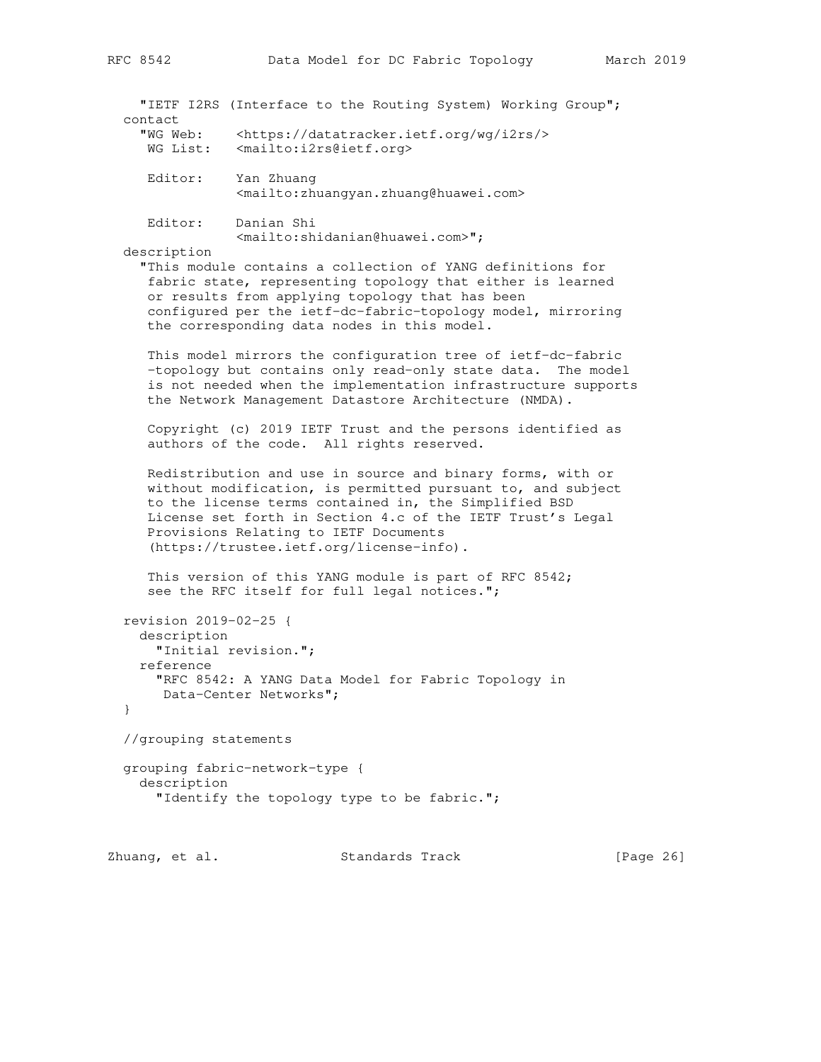```
    "IETF I2RS (Interface to the Routing System) Working Group";
  contact
    "WG Web:    <https://datatracker.ietf.org/wg/i2rs/>
     WG List:   <mailto:i2rs@ietf.org>

     Editor:    Yan Zhuang
                <mailto:zhuangyan.zhuang@huawei.com>

     Editor:    Danian Shi
                <mailto:shidanian@huawei.com>";
  description
    "This module contains a collection of YANG definitions for
     fabric state, representing topology that either is learned
     or results from applying topology that has been
     configured per the ietf-dc-fabric-topology model, mirroring
     the corresponding data nodes in this model.

     This model mirrors the configuration tree of ietf-dc-fabric
     -topology but contains only read-only state data.  The model
     is not needed when the implementation infrastructure supports
     the Network Management Datastore Architecture (NMDA).

     Copyright (c) 2019 IETF Trust and the persons identified as
     authors of the code.  All rights reserved.

     Redistribution and use in source and binary forms, with or
     without modification, is permitted pursuant to, and subject
     to the license terms contained in, the Simplified BSD
     License set forth in Section 4.c of the IETF Trust's Legal
     Provisions Relating to IETF Documents
     (https://trustee.ietf.org/license-info).

     This version of this YANG module is part of RFC 8542;
     see the RFC itself for full legal notices.";

  revision 2019-02-25 {
    description
      "Initial revision.";
    reference
      "RFC 8542: A YANG Data Model for Fabric Topology in
       Data-Center Networks";
  }

  //grouping statements

  grouping fabric-network-type {
    description
      "Identify the topology type to be fabric.";
```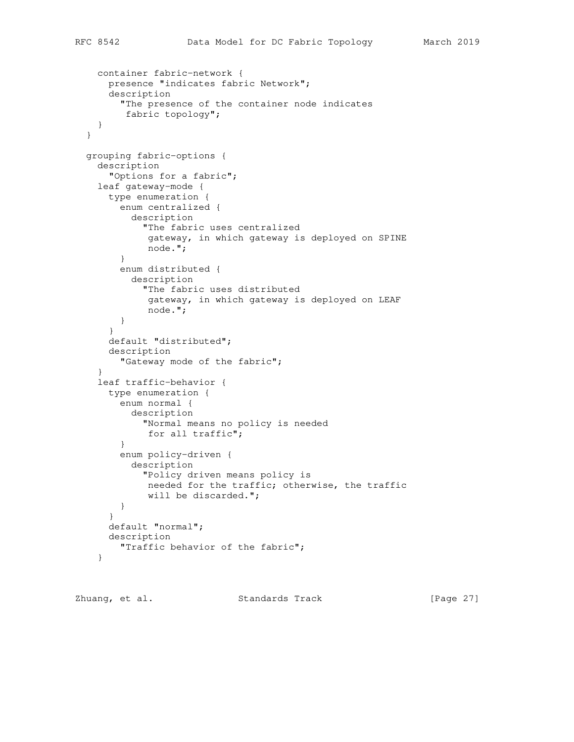```
    container fabric-network {
      presence "indicates fabric Network";
      description
        "The presence of the container node indicates
         fabric topology";
    }
  }

  grouping fabric-options {
    description
      "Options for a fabric";
    leaf gateway-mode {
      type enumeration {
        enum centralized {
          description
            "The fabric uses centralized
             gateway, in which gateway is deployed on SPINE
             node.";
        }
        enum distributed {
          description
            "The fabric uses distributed
             gateway, in which gateway is deployed on LEAF
             node.";
        }
      }
      default "distributed";
      description
        "Gateway mode of the fabric";
    }
    leaf traffic-behavior {
      type enumeration {
        enum normal {
          description
            "Normal means no policy is needed
             for all traffic";
        }
        enum policy-driven {
          description
            "Policy driven means policy is
             needed for the traffic; otherwise, the traffic
             will be discarded.";
        }
      }
      default "normal";
      description
        "Traffic behavior of the fabric";
    }
```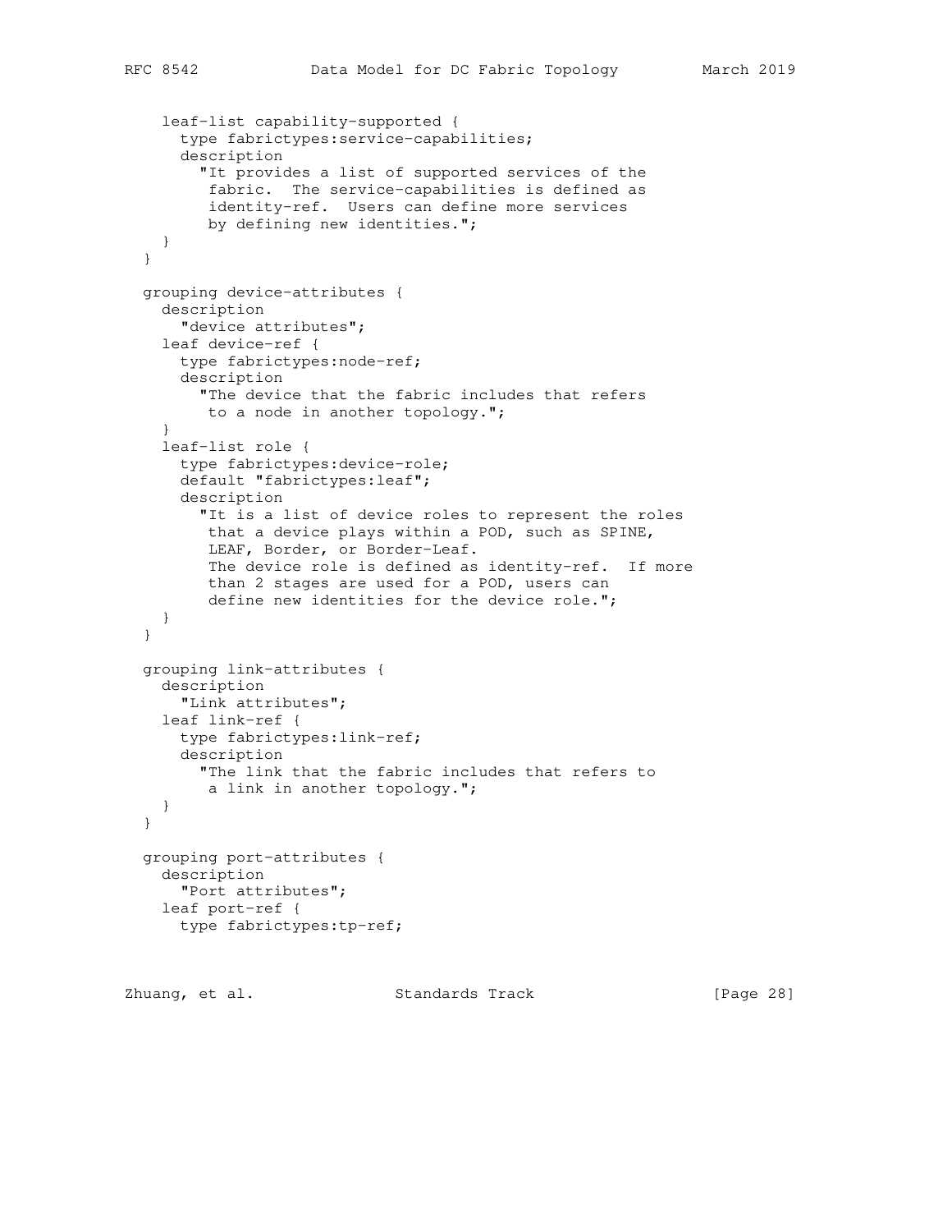```
    leaf-list capability-supported {
      type fabrictypes:service-capabilities;
      description
        "It provides a list of supported services of the
         fabric.  The service-capabilities is defined as
         identity-ref.  Users can define more services
         by defining new identities.";
    }
  }

  grouping device-attributes {
    description
      "device attributes";
    leaf device-ref {
      type fabrictypes:node-ref;
      description
        "The device that the fabric includes that refers
         to a node in another topology.";
    }
    leaf-list role {
      type fabrictypes:device-role;
      default "fabrictypes:leaf";
      description
        "It is a list of device roles to represent the roles
         that a device plays within a POD, such as SPINE,
         LEAF, Border, or Border-Leaf.
         The device role is defined as identity-ref.  If more
         than 2 stages are used for a POD, users can
         define new identities for the device role.";
    }
  }

  grouping link-attributes {
    description
      "Link attributes";
    leaf link-ref {
      type fabrictypes:link-ref;
      description
        "The link that the fabric includes that refers to
         a link in another topology.";
    }
  }

  grouping port-attributes {
    description
      "Port attributes";
    leaf port-ref {
      type fabrictypes:tp-ref;
```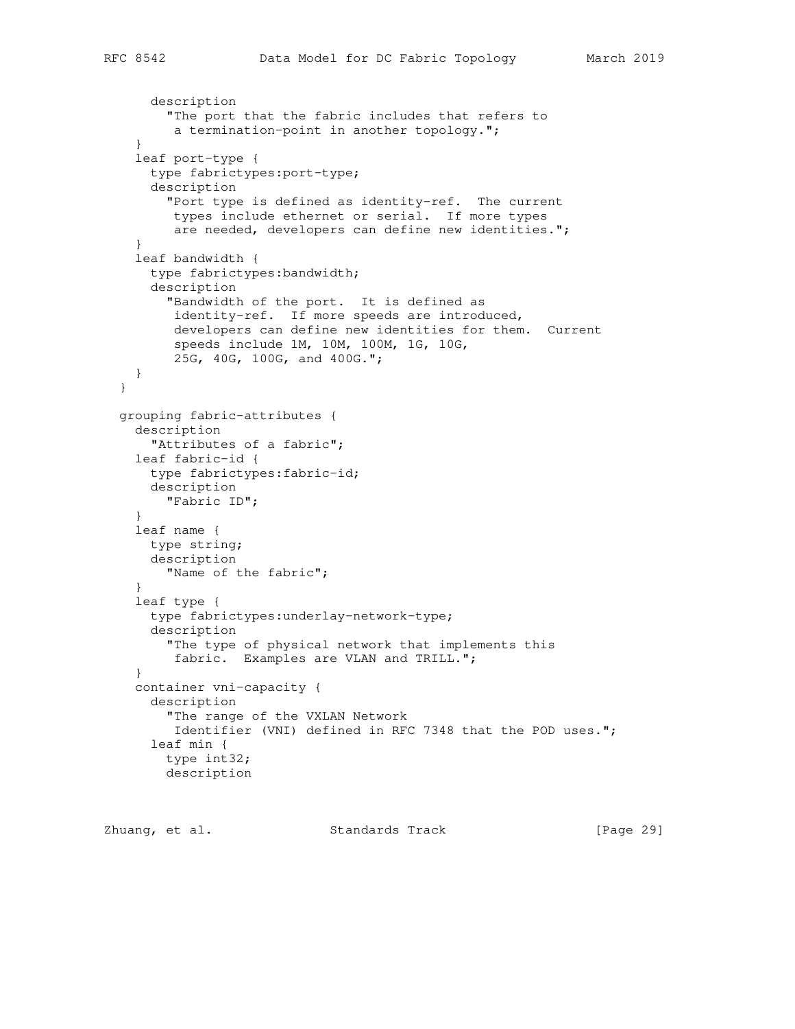```
      description
        "The port that the fabric includes that refers to
         a termination-point in another topology.";
    }
    leaf port-type {
      type fabrictypes:port-type;
      description
        "Port type is defined as identity-ref.  The current
         types include ethernet or serial.  If more types
         are needed, developers can define new identities.";
    }
    leaf bandwidth {
      type fabrictypes:bandwidth;
      description
        "Bandwidth of the port.  It is defined as
         identity-ref.  If more speeds are introduced,
         developers can define new identities for them.  Current
         speeds include 1M, 10M, 100M, 1G, 10G,
         25G, 40G, 100G, and 400G.";
    }
  }

  grouping fabric-attributes {
    description
      "Attributes of a fabric";
    leaf fabric-id {
      type fabrictypes:fabric-id;
      description
        "Fabric ID";
    }
    leaf name {
      type string;
      description
        "Name of the fabric";
    }
    leaf type {
      type fabrictypes:underlay-network-type;
      description
        "The type of physical network that implements this
         fabric.  Examples are VLAN and TRILL.";
    }
    container vni-capacity {
      description
        "The range of the VXLAN Network
         Identifier (VNI) defined in RFC 7348 that the POD uses.";
      leaf min {
        type int32;
        description
```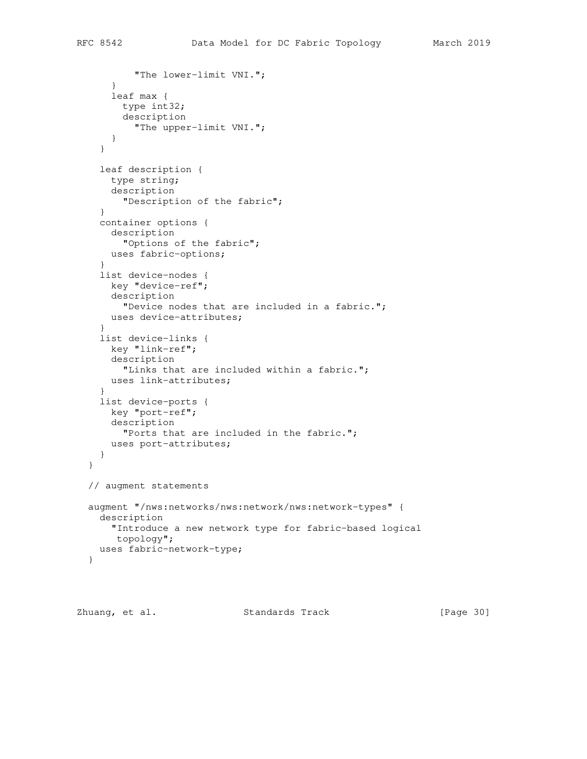```
          "The lower-limit VNI.";
      }
      leaf max {
        type int32;
        description
          "The upper-limit VNI.";
      }
    }

    leaf description {
      type string;
      description
        "Description of the fabric";
    }
    container options {
      description
        "Options of the fabric";
      uses fabric-options;
    }
    list device-nodes {
      key "device-ref";
      description
        "Device nodes that are included in a fabric.";
      uses device-attributes;
    }
    list device-links {
      key "link-ref";
      description
        "Links that are included within a fabric.";
      uses link-attributes;
    }
    list device-ports {
      key "port-ref";
      description
        "Ports that are included in the fabric.";
      uses port-attributes;
    }
  }

  // augment statements

  augment "/nws:networks/nws:network/nws:network-types" {
    description
      "Introduce a new network type for fabric-based logical
       topology";
    uses fabric-network-type;
  }
```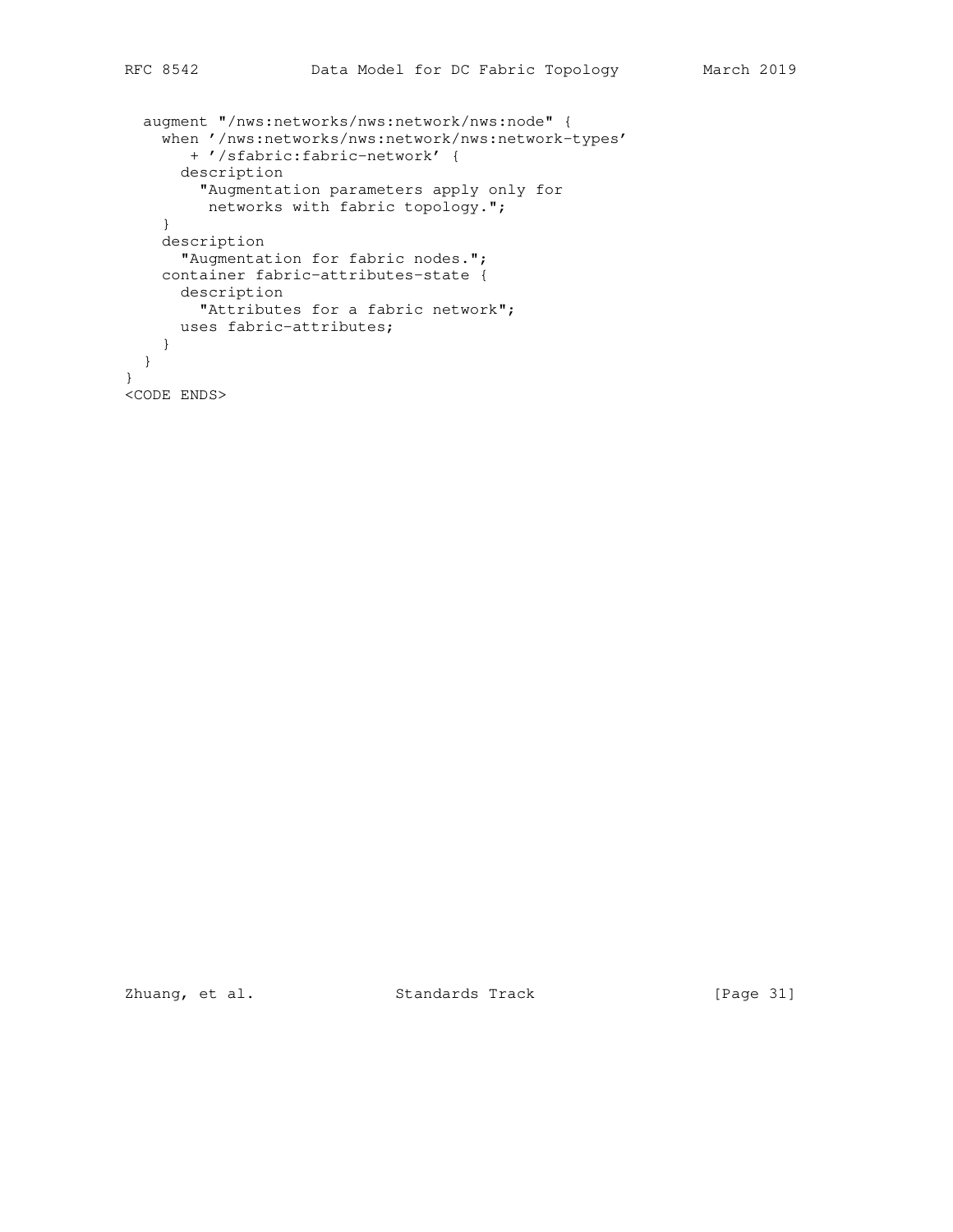```
  augment "/nws:networks/nws:network/nws:node" {
    when '/nws:networks/nws:network/nws:network-types'
       + '/sfabric:fabric-network' {
      description
        "Augmentation parameters apply only for
         networks with fabric topology.";
    }
    description
      "Augmentation for fabric nodes.";
    container fabric-attributes-state {
      description
        "Attributes for a fabric network";
      uses fabric-attributes;
    }
  }
}
<CODE ENDS>
```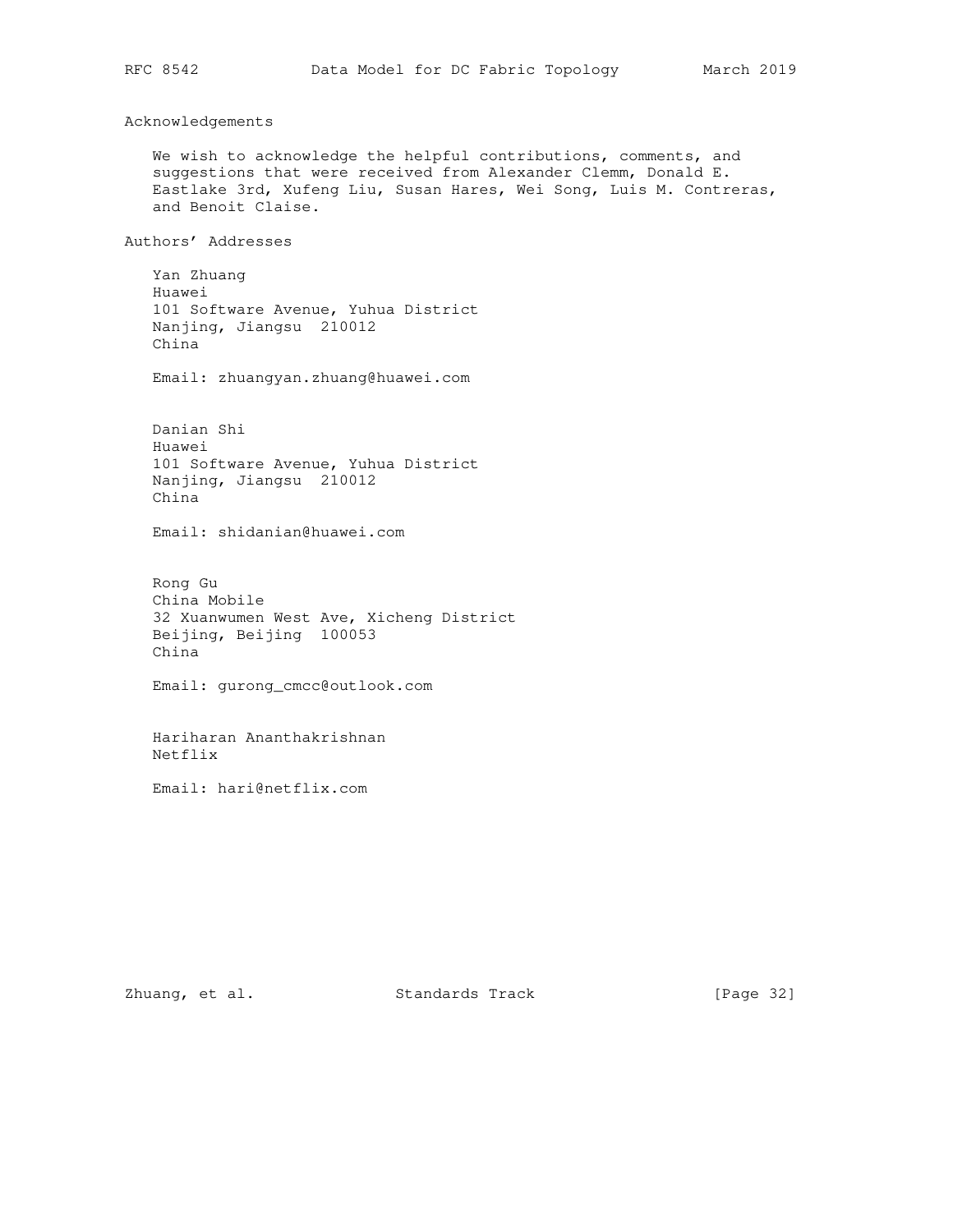## Acknowledgements

We wish to acknowledge the helpful contributions, comments, and suggestions that were received from Alexander Clemm, Donald E. Eastlake 3rd, Xufeng Liu, Susan Hares, Wei Song, Luis M. Contreras, and Benoit Claise.

## Authors' Addresses

Yan Zhuang
Huawei
101 Software Avenue, Yuhua District
Nanjing, Jiangsu 210012
China

Email: zhuangyan.zhuang@huawei.com

Danian Shi
Huawei
101 Software Avenue, Yuhua District
Nanjing, Jiangsu 210012
China

Email: shidanian@huawei.com

Rong Gu
China Mobile
32 Xuanwumen West Ave, Xicheng District
Beijing, Beijing 100053
China

Email: gurong_cmcc@outlook.com

Hariharan Ananthakrishnan
Netflix

Email: hari@netflix.com